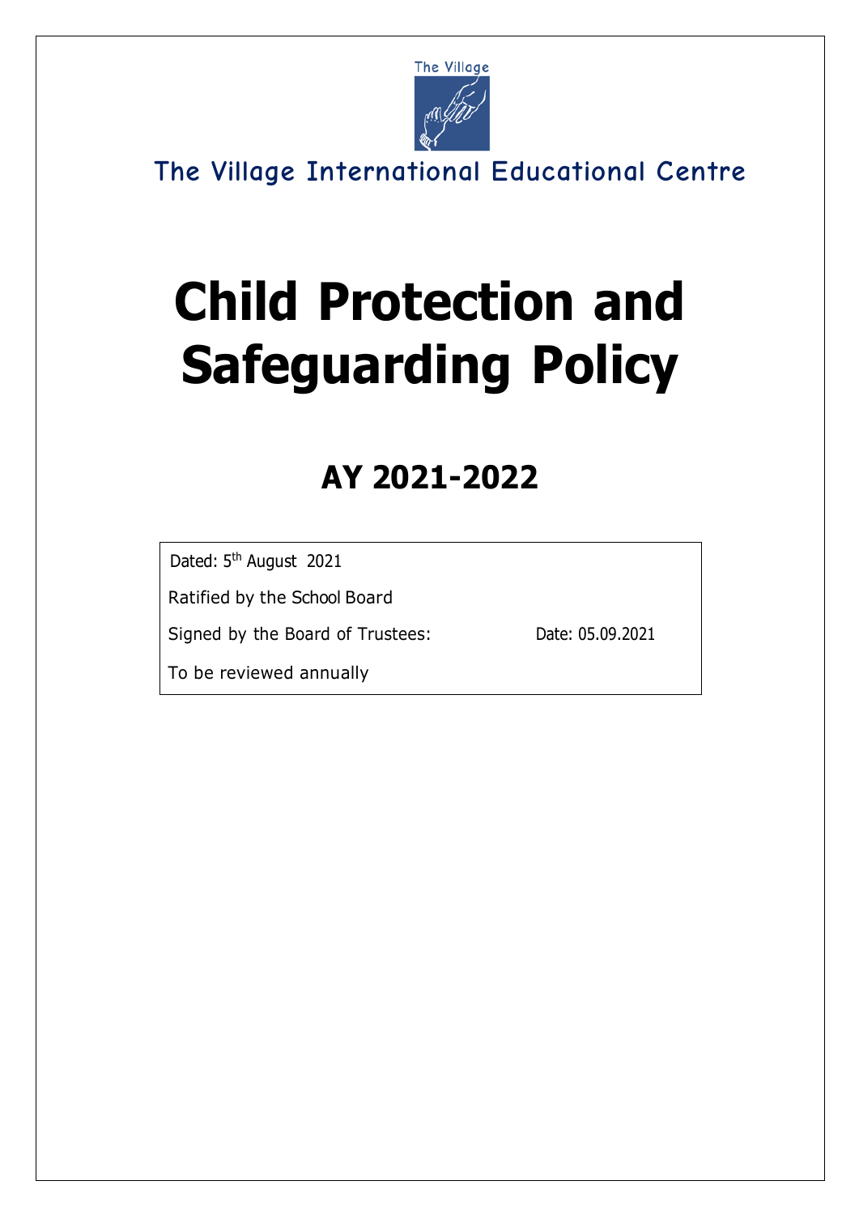The Village

The Village International Educational Centre

# Child Protection and Safeguarding Policy

## AY 2021-2022

Dated: 5th August 2021

Ratified by the School Board

Signed by the Board of Trustees: Date: 05.09.2021

To be reviewed annually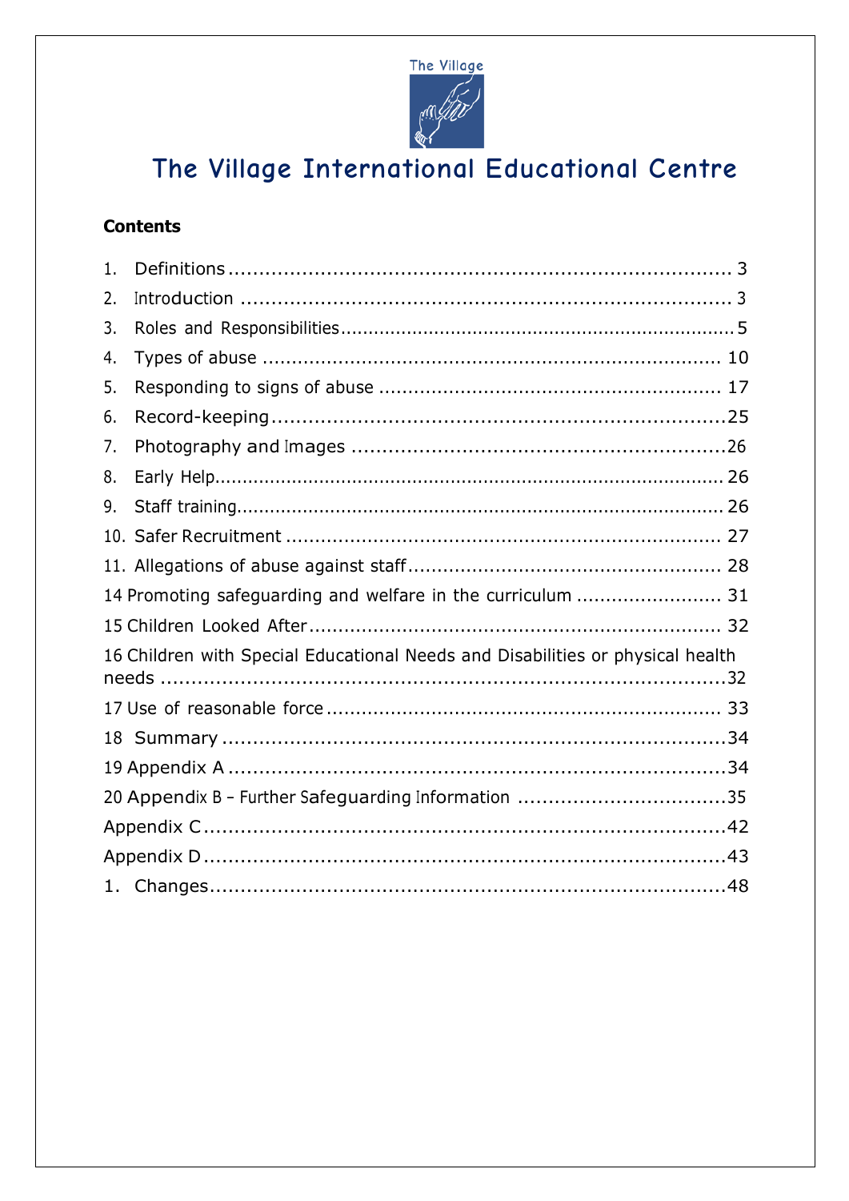The Village

# The Village International Educational Centre

**Contents**

1. Definitions ........................................................................ 3
2. Introduction ...................................................................... 3
3. Roles and Responsibilities ........................................................ 5
4. Types of abuse .................................................................. 10
5. Responding to signs of abuse ................................................. 17
6. Record-keeping ................................................................. 25
7. Photography and Images ...................................................... 26
8. Early Help ........................................................................ 26
9. Staff training ..................................................................... 26
10. Safer Recruitment .............................................................. 27
11. Allegations of abuse against staff ........................................... 28

14 Promoting safeguarding and welfare in the curriculum ......................... 31

15 Children Looked After ............................................................ 32

16 Children with Special Educational Needs and Disabilities or physical health needs ................................................................................ 32

17 Use of reasonable force ......................................................... 33

18 Summary ........................................................................... 34

19 Appendix A ........................................................................ 34

20 Appendix B – Further Safeguarding Information ................................ 35

Appendix C ............................................................................ 42

Appendix D ............................................................................ 43

1. Changes ........................................................................... 48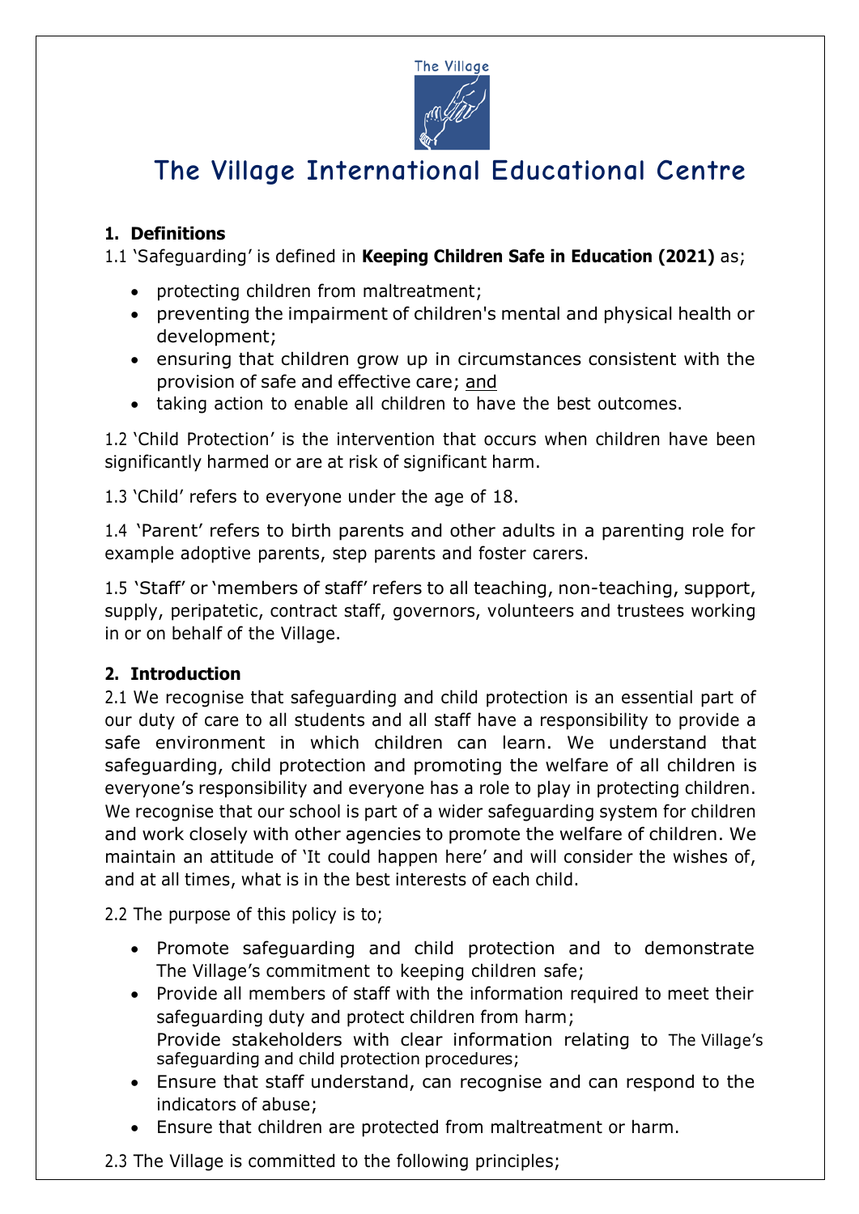# The Village International Educational Centre

## 1. Definitions

1.1 'Safeguarding' is defined in **Keeping Children Safe in Education (2021)** as;

- protecting children from maltreatment;
- preventing the impairment of children's mental and physical health or development;
- ensuring that children grow up in circumstances consistent with the provision of safe and effective care; and
- taking action to enable all children to have the best outcomes.

1.2 'Child Protection' is the intervention that occurs when children have been significantly harmed or are at risk of significant harm.

1.3 'Child' refers to everyone under the age of 18.

1.4 'Parent' refers to birth parents and other adults in a parenting role for example adoptive parents, step parents and foster carers.

1.5 'Staff' or 'members of staff' refers to all teaching, non-teaching, support, supply, peripatetic, contract staff, governors, volunteers and trustees working in or on behalf of the Village.

## 2. Introduction

2.1 We recognise that safeguarding and child protection is an essential part of our duty of care to all students and all staff have a responsibility to provide a safe environment in which children can learn. We understand that safeguarding, child protection and promoting the welfare of all children is everyone's responsibility and everyone has a role to play in protecting children. We recognise that our school is part of a wider safeguarding system for children and work closely with other agencies to promote the welfare of children. We maintain an attitude of 'It could happen here' and will consider the wishes of, and at all times, what is in the best interests of each child.

2.2 The purpose of this policy is to;

- Promote safeguarding and child protection and to demonstrate The Village's commitment to keeping children safe;
- Provide all members of staff with the information required to meet their safeguarding duty and protect children from harm;
  Provide stakeholders with clear information relating to The Village's safeguarding and child protection procedures;
- Ensure that staff understand, can recognise and can respond to the indicators of abuse;
- Ensure that children are protected from maltreatment or harm.

2.3 The Village is committed to the following principles;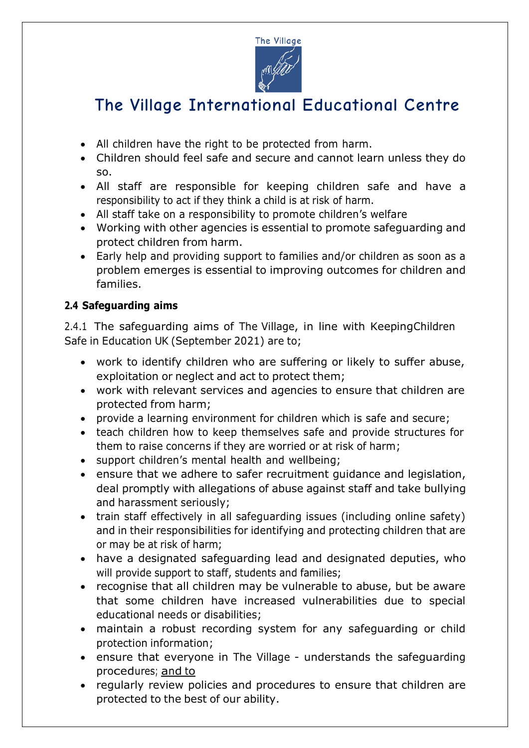# The Village International Educational Centre

- All children have the right to be protected from harm.
- Children should feel safe and secure and cannot learn unless they do so.
- All staff are responsible for keeping children safe and have a responsibility to act if they think a child is at risk of harm.
- All staff take on a responsibility to promote children's welfare
- Working with other agencies is essential to promote safeguarding and protect children from harm.
- Early help and providing support to families and/or children as soon as a problem emerges is essential to improving outcomes for children and families.

**2.4 Safeguarding aims**

2.4.1 The safeguarding aims of The Village, in line with KeepingChildren Safe in Education UK (September 2021) are to;

- work to identify children who are suffering or likely to suffer abuse, exploitation or neglect and act to protect them;
- work with relevant services and agencies to ensure that children are protected from harm;
- provide a learning environment for children which is safe and secure;
- teach children how to keep themselves safe and provide structures for them to raise concerns if they are worried or at risk of harm;
- support children's mental health and wellbeing;
- ensure that we adhere to safer recruitment guidance and legislation, deal promptly with allegations of abuse against staff and take bullying and harassment seriously;
- train staff effectively in all safeguarding issues (including online safety) and in their responsibilities for identifying and protecting children that are or may be at risk of harm;
- have a designated safeguarding lead and designated deputies, who will provide support to staff, students and families;
- recognise that all children may be vulnerable to abuse, but be aware that some children have increased vulnerabilities due to special educational needs or disabilities;
- maintain a robust recording system for any safeguarding or child protection information;
- ensure that everyone in The Village - understands the safeguarding procedures; and to
- regularly review policies and procedures to ensure that children are protected to the best of our ability.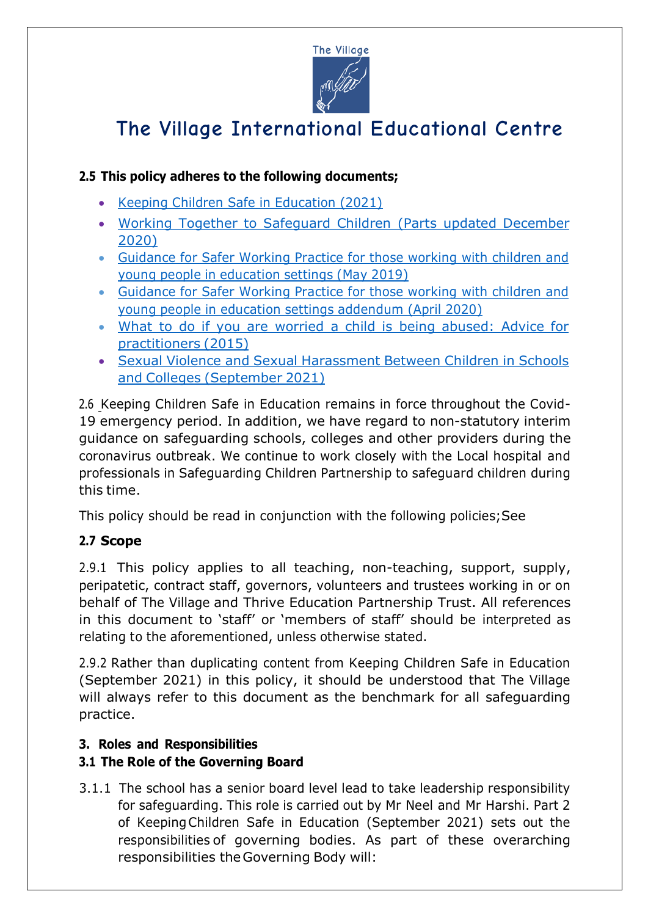**2.5 This policy adheres to the following documents;**

- Keeping Children Safe in Education (2021)
- Working Together to Safeguard Children (Parts updated December 2020)
- Guidance for Safer Working Practice for those working with children and young people in education settings (May 2019)
- Guidance for Safer Working Practice for those working with children and young people in education settings addendum (April 2020)
- What to do if you are worried a child is being abused: Advice for practitioners (2015)
- Sexual Violence and Sexual Harassment Between Children in Schools and Colleges (September 2021)

2.6 Keeping Children Safe in Education remains in force throughout the Covid-19 emergency period. In addition, we have regard to non-statutory interim guidance on safeguarding schools, colleges and other providers during the coronavirus outbreak. We continue to work closely with the Local hospital and professionals in Safeguarding Children Partnership to safeguard children during this time.

This policy should be read in conjunction with the following policies; See

**2.7 Scope**

2.9.1 This policy applies to all teaching, non-teaching, support, supply, peripatetic, contract staff, governors, volunteers and trustees working in or on behalf of The Village and Thrive Education Partnership Trust. All references in this document to 'staff' or 'members of staff' should be interpreted as relating to the aforementioned, unless otherwise stated.

2.9.2 Rather than duplicating content from Keeping Children Safe in Education (September 2021) in this policy, it should be understood that The Village will always refer to this document as the benchmark for all safeguarding practice.

**3. Roles and Responsibilities**

**3.1 The Role of the Governing Board**

3.1.1 The school has a senior board level lead to take leadership responsibility for safeguarding. This role is carried out by Mr Neel and Mr Harshi. Part 2 of Keeping Children Safe in Education (September 2021) sets out the responsibilities of governing bodies. As part of these overarching responsibilities the Governing Body will: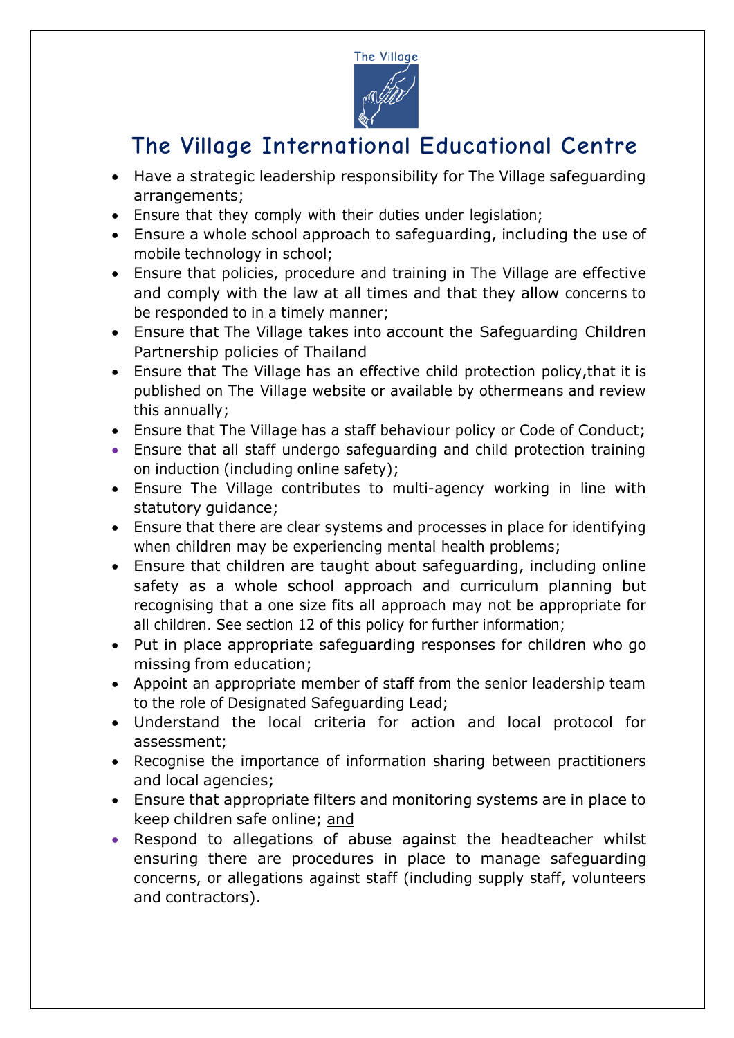- Have a strategic leadership responsibility for The Village safeguarding arrangements;
- Ensure that they comply with their duties under legislation;
- Ensure a whole school approach to safeguarding, including the use of mobile technology in school;
- Ensure that policies, procedure and training in The Village are effective and comply with the law at all times and that they allow concerns to be responded to in a timely manner;
- Ensure that The Village takes into account the Safeguarding Children Partnership policies of Thailand
- Ensure that The Village has an effective child protection policy,that it is published on The Village website or available by othermeans and review this annually;
- Ensure that The Village has a staff behaviour policy or Code of Conduct;
- Ensure that all staff undergo safeguarding and child protection training on induction (including online safety);
- Ensure The Village contributes to multi-agency working in line with statutory guidance;
- Ensure that there are clear systems and processes in place for identifying when children may be experiencing mental health problems;
- Ensure that children are taught about safeguarding, including online safety as a whole school approach and curriculum planning but recognising that a one size fits all approach may not be appropriate for all children. See section 12 of this policy for further information;
- Put in place appropriate safeguarding responses for children who go missing from education;
- Appoint an appropriate member of staff from the senior leadership team to the role of Designated Safeguarding Lead;
- Understand the local criteria for action and local protocol for assessment;
- Recognise the importance of information sharing between practitioners and local agencies;
- Ensure that appropriate filters and monitoring systems are in place to keep children safe online; and
- Respond to allegations of abuse against the headteacher whilst ensuring there are procedures in place to manage safeguarding concerns, or allegations against staff (including supply staff, volunteers and contractors).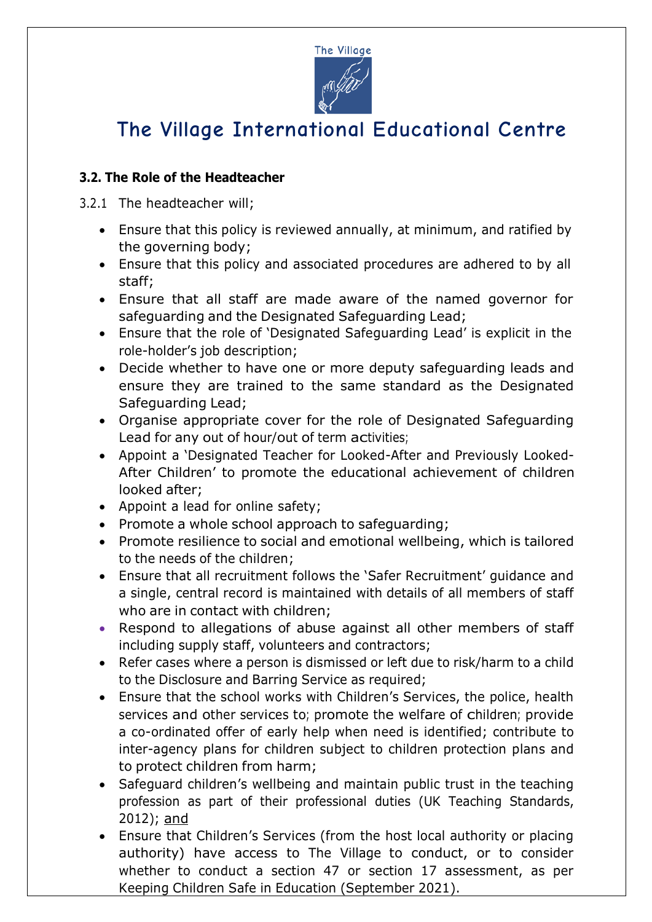### 3.2. The Role of the Headteacher

3.2.1 The headteacher will;

- Ensure that this policy is reviewed annually, at minimum, and ratified by the governing body;
- Ensure that this policy and associated procedures are adhered to by all staff;
- Ensure that all staff are made aware of the named governor for safeguarding and the Designated Safeguarding Lead;
- Ensure that the role of 'Designated Safeguarding Lead' is explicit in the role-holder's job description;
- Decide whether to have one or more deputy safeguarding leads and ensure they are trained to the same standard as the Designated Safeguarding Lead;
- Organise appropriate cover for the role of Designated Safeguarding Lead for any out of hour/out of term activities;
- Appoint a 'Designated Teacher for Looked-After and Previously Looked-After Children' to promote the educational achievement of children looked after;
- Appoint a lead for online safety;
- Promote a whole school approach to safeguarding;
- Promote resilience to social and emotional wellbeing, which is tailored to the needs of the children;
- Ensure that all recruitment follows the 'Safer Recruitment' guidance and a single, central record is maintained with details of all members of staff who are in contact with children;
- Respond to allegations of abuse against all other members of staff including supply staff, volunteers and contractors;
- Refer cases where a person is dismissed or left due to risk/harm to a child to the Disclosure and Barring Service as required;
- Ensure that the school works with Children's Services, the police, health services and other services to; promote the welfare of children; provide a co-ordinated offer of early help when need is identified; contribute to inter-agency plans for children subject to children protection plans and to protect children from harm;
- Safeguard children's wellbeing and maintain public trust in the teaching profession as part of their professional duties (UK Teaching Standards, 2012); and
- Ensure that Children's Services (from the host local authority or placing authority) have access to The Village to conduct, or to consider whether to conduct a section 47 or section 17 assessment, as per Keeping Children Safe in Education (September 2021).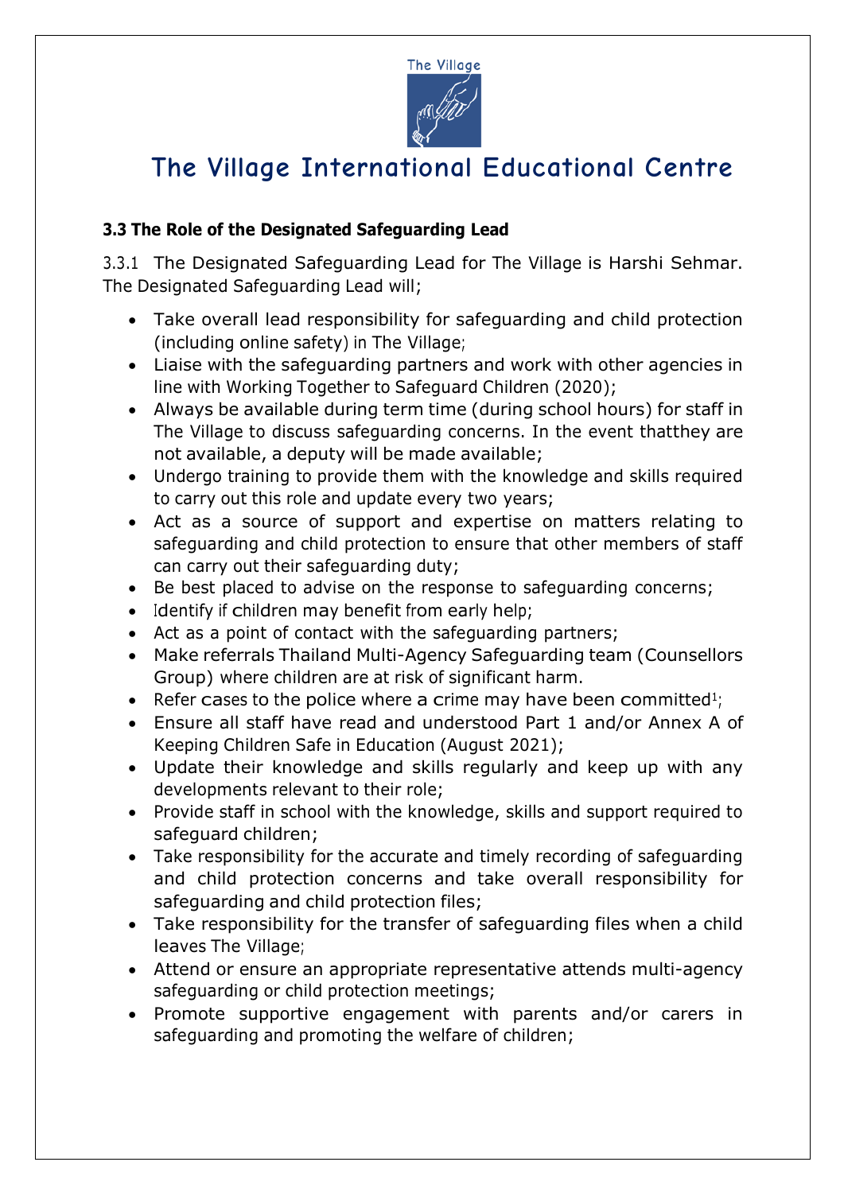The Village

# The Village International Educational Centre

### 3.3 The Role of the Designated Safeguarding Lead

3.3.1 The Designated Safeguarding Lead for The Village is Harshi Sehmar. The Designated Safeguarding Lead will;

- Take overall lead responsibility for safeguarding and child protection (including online safety) in The Village;
- Liaise with the safeguarding partners and work with other agencies in line with Working Together to Safeguard Children (2020);
- Always be available during term time (during school hours) for staff in The Village to discuss safeguarding concerns. In the event thatthey are not available, a deputy will be made available;
- Undergo training to provide them with the knowledge and skills required to carry out this role and update every two years;
- Act as a source of support and expertise on matters relating to safeguarding and child protection to ensure that other members of staff can carry out their safeguarding duty;
- Be best placed to advise on the response to safeguarding concerns;
- Identify if children may benefit from early help;
- Act as a point of contact with the safeguarding partners;
- Make referrals Thailand Multi-Agency Safeguarding team (Counsellors Group) where children are at risk of significant harm.
- Refer cases to the police where a crime may have been committed[1];
- Ensure all staff have read and understood Part 1 and/or Annex A of Keeping Children Safe in Education (August 2021);
- Update their knowledge and skills regularly and keep up with any developments relevant to their role;
- Provide staff in school with the knowledge, skills and support required to safeguard children;
- Take responsibility for the accurate and timely recording of safeguarding and child protection concerns and take overall responsibility for safeguarding and child protection files;
- Take responsibility for the transfer of safeguarding files when a child leaves The Village;
- Attend or ensure an appropriate representative attends multi-agency safeguarding or child protection meetings;
- Promote supportive engagement with parents and/or carers in safeguarding and promoting the welfare of children;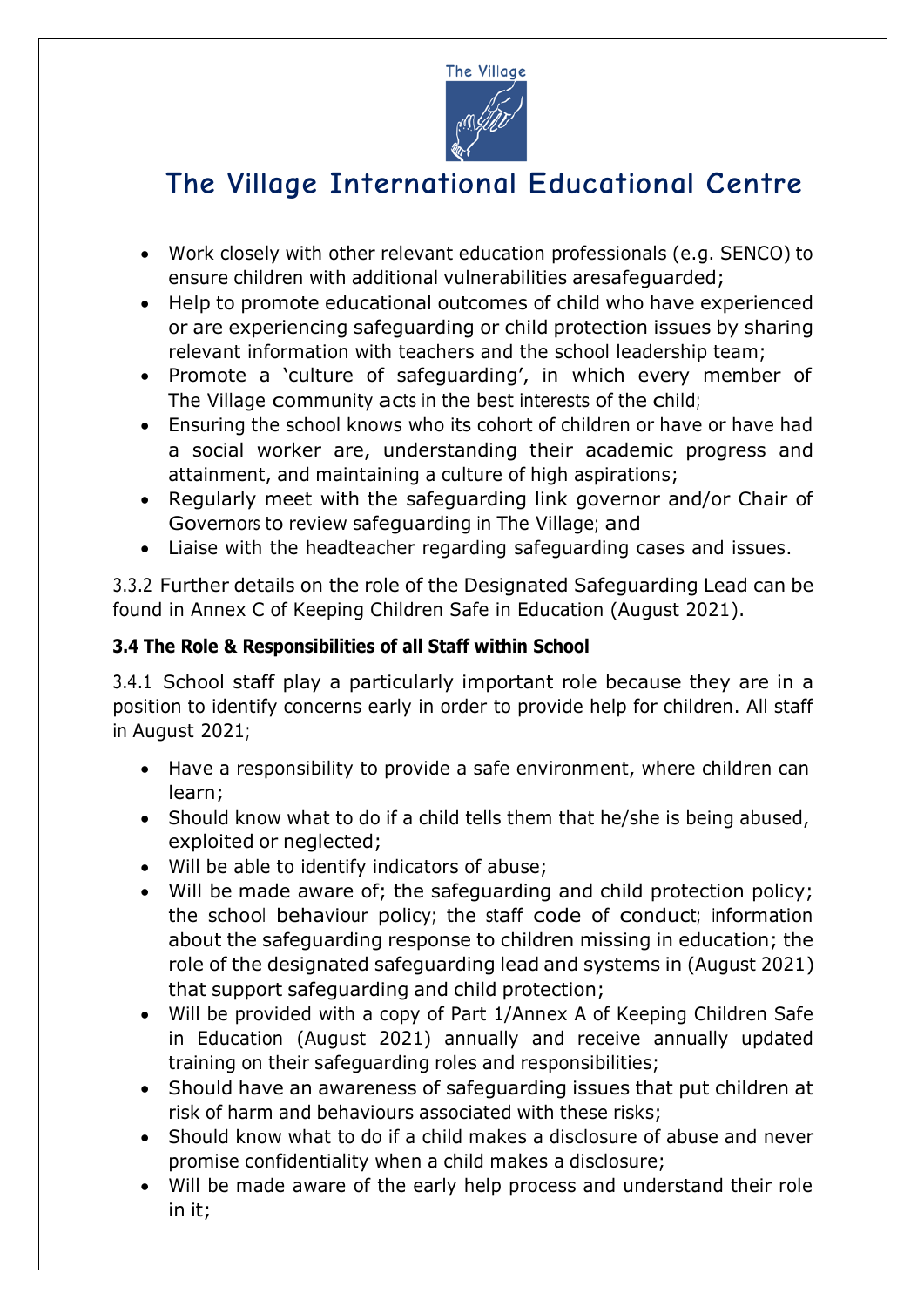- Work closely with other relevant education professionals (e.g. SENCO) to ensure children with additional vulnerabilities aresafeguarded;
- Help to promote educational outcomes of child who have experienced or are experiencing safeguarding or child protection issues by sharing relevant information with teachers and the school leadership team;
- Promote a 'culture of safeguarding', in which every member of The Village community acts in the best interests of the child;
- Ensuring the school knows who its cohort of children or have or have had a social worker are, understanding their academic progress and attainment, and maintaining a culture of high aspirations;
- Regularly meet with the safeguarding link governor and/or Chair of Governors to review safeguarding in The Village; and
- Liaise with the headteacher regarding safeguarding cases and issues.

3.3.2 Further details on the role of the Designated Safeguarding Lead can be found in Annex C of Keeping Children Safe in Education (August 2021).

**3.4 The Role & Responsibilities of all Staff within School**

3.4.1 School staff play a particularly important role because they are in a position to identify concerns early in order to provide help for children. All staff in August 2021;

- Have a responsibility to provide a safe environment, where children can learn;
- Should know what to do if a child tells them that he/she is being abused, exploited or neglected;
- Will be able to identify indicators of abuse;
- Will be made aware of; the safeguarding and child protection policy; the school behaviour policy; the staff code of conduct; information about the safeguarding response to children missing in education; the role of the designated safeguarding lead and systems in (August 2021) that support safeguarding and child protection;
- Will be provided with a copy of Part 1/Annex A of Keeping Children Safe in Education (August 2021) annually and receive annually updated training on their safeguarding roles and responsibilities;
- Should have an awareness of safeguarding issues that put children at risk of harm and behaviours associated with these risks;
- Should know what to do if a child makes a disclosure of abuse and never promise confidentiality when a child makes a disclosure;
- Will be made aware of the early help process and understand their role in it;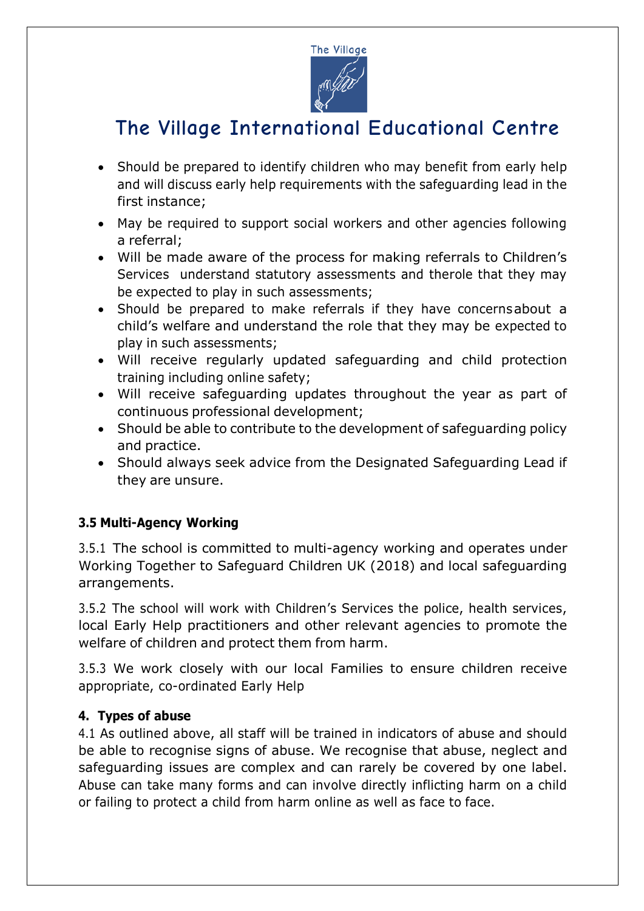- Should be prepared to identify children who may benefit from early help and will discuss early help requirements with the safeguarding lead in the first instance;
- May be required to support social workers and other agencies following a referral;
- Will be made aware of the process for making referrals to Children's Services understand statutory assessments and therole that they may be expected to play in such assessments;
- Should be prepared to make referrals if they have concernsabout a child's welfare and understand the role that they may be expected to play in such assessments;
- Will receive regularly updated safeguarding and child protection training including online safety;
- Will receive safeguarding updates throughout the year as part of continuous professional development;
- Should be able to contribute to the development of safeguarding policy and practice.
- Should always seek advice from the Designated Safeguarding Lead if they are unsure.

### 3.5 Multi-Agency Working

3.5.1 The school is committed to multi-agency working and operates under Working Together to Safeguard Children UK (2018) and local safeguarding arrangements.

3.5.2 The school will work with Children's Services the police, health services, local Early Help practitioners and other relevant agencies to promote the welfare of children and protect them from harm.

3.5.3 We work closely with our local Families to ensure children receive appropriate, co-ordinated Early Help

## 4. Types of abuse

4.1 As outlined above, all staff will be trained in indicators of abuse and should be able to recognise signs of abuse. We recognise that abuse, neglect and safeguarding issues are complex and can rarely be covered by one label. Abuse can take many forms and can involve directly inflicting harm on a child or failing to protect a child from harm online as well as face to face.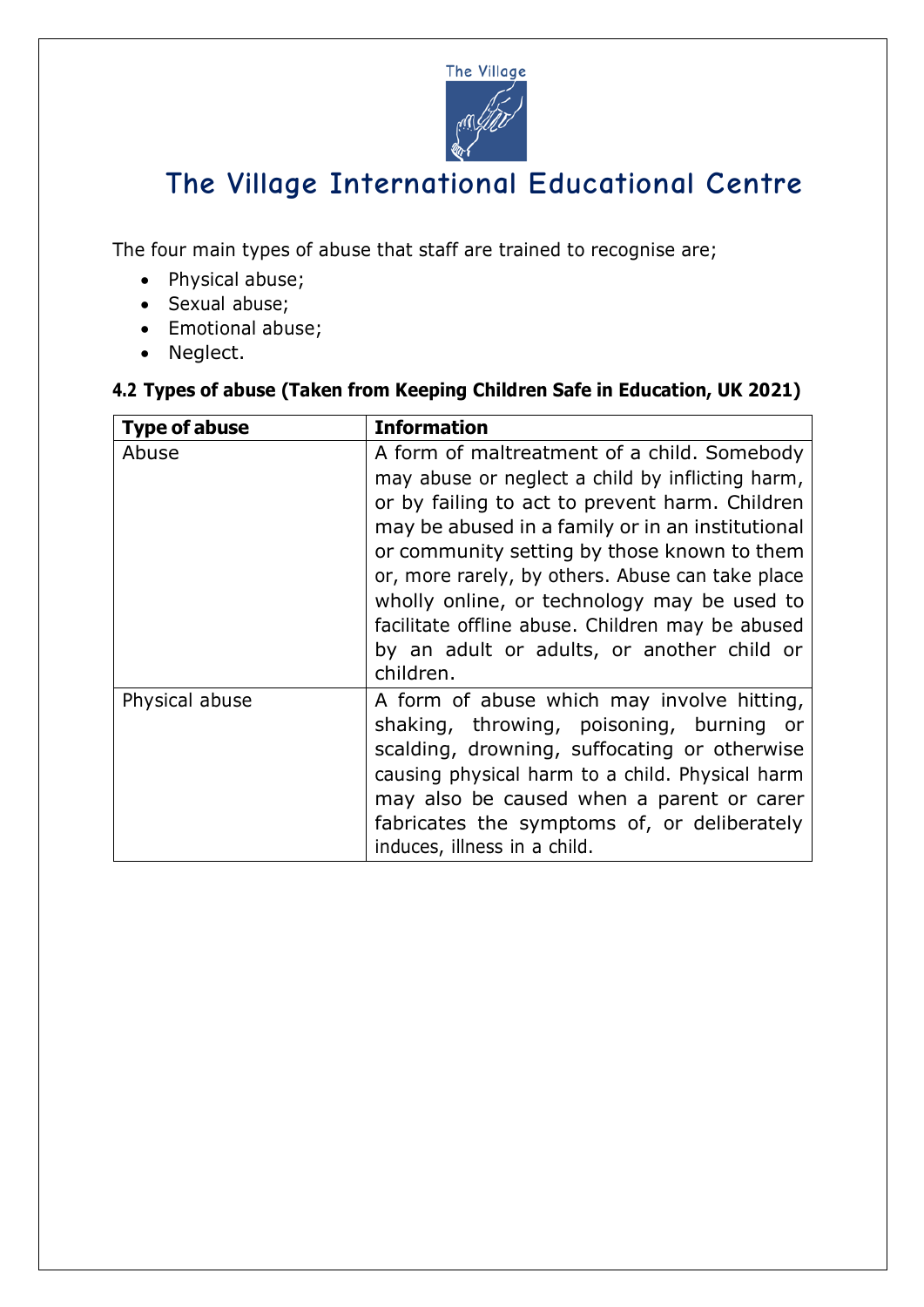The four main types of abuse that staff are trained to recognise are;

- Physical abuse;
- Sexual abuse;
- Emotional abuse;
- Neglect.

**4.2 Types of abuse (Taken from Keeping Children Safe in Education, UK 2021)**

| Type of abuse | Information |
|---|---|
| Abuse | A form of maltreatment of a child. Somebody may abuse or neglect a child by inflicting harm, or by failing to act to prevent harm. Children may be abused in a family or in an institutional or community setting by those known to them or, more rarely, by others. Abuse can take place wholly online, or technology may be used to facilitate offline abuse. Children may be abused by an adult or adults, or another child or children. |
| Physical abuse | A form of abuse which may involve hitting, shaking, throwing, poisoning, burning or scalding, drowning, suffocating or otherwise causing physical harm to a child. Physical harm may also be caused when a parent or carer fabricates the symptoms of, or deliberately induces, illness in a child. |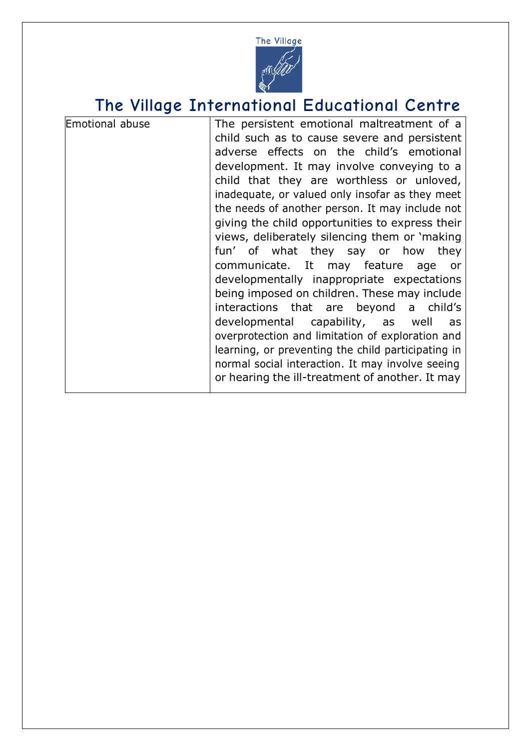| Emotional abuse | The persistent emotional maltreatment of a child such as to cause severe and persistent adverse effects on the child's emotional development. It may involve conveying to a child that they are worthless or unloved, inadequate, or valued only insofar as they meet the needs of another person. It may include not giving the child opportunities to express their views, deliberately silencing them or 'making fun' of what they say or how they communicate. It may feature age or developmentally inappropriate expectations being imposed on children. These may include interactions that are beyond a child's developmental capability, as well as overprotection and limitation of exploration and learning, or preventing the child participating in normal social interaction. It may involve seeing or hearing the ill-treatment of another. It may |
|---|---|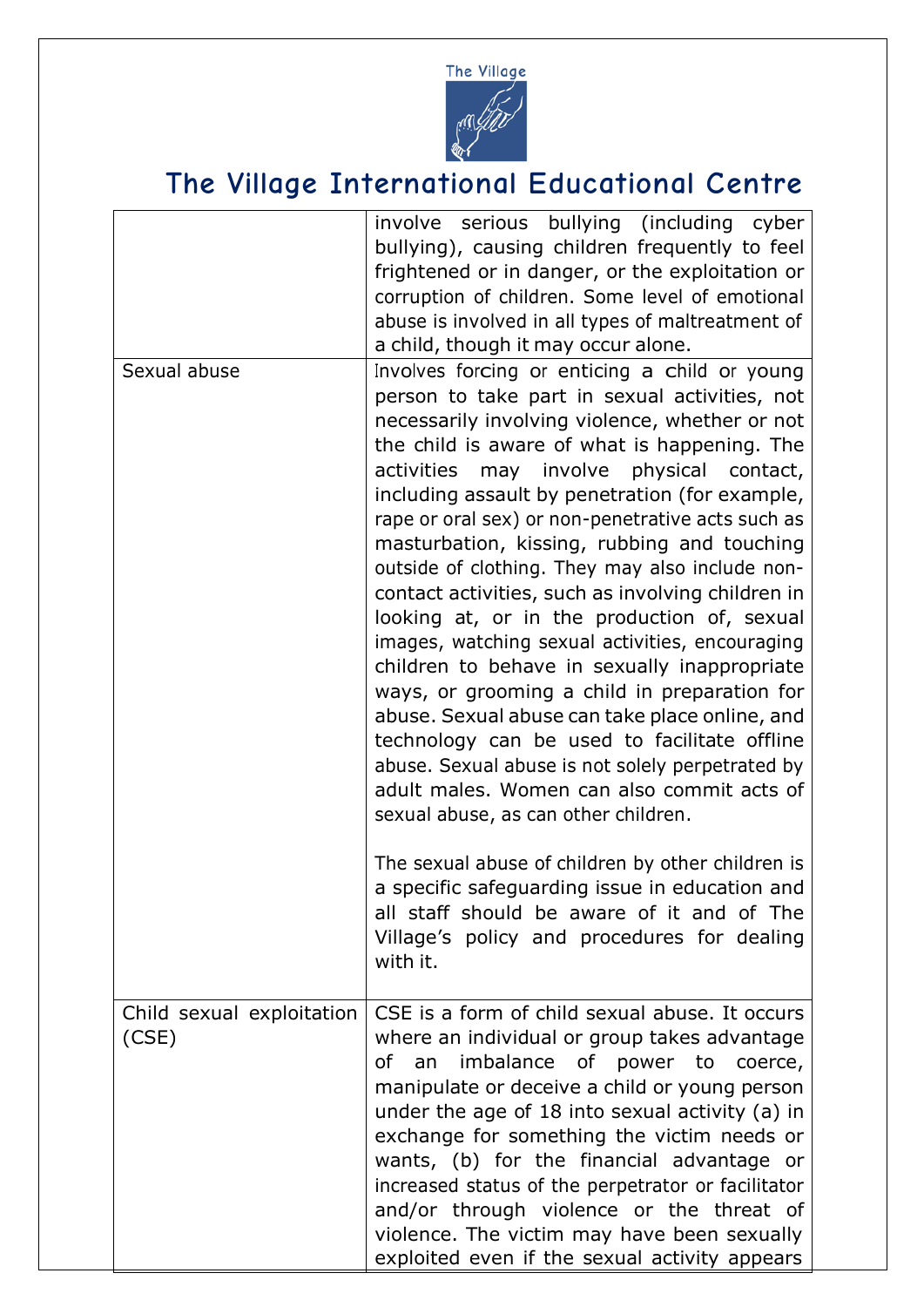| | |
|---|---|
| | involve serious bullying (including cyber bullying), causing children frequently to feel frightened or in danger, or the exploitation or corruption of children. Some level of emotional abuse is involved in all types of maltreatment of a child, though it may occur alone. |
| Sexual abuse | Involves forcing or enticing a child or young person to take part in sexual activities, not necessarily involving violence, whether or not the child is aware of what is happening. The activities may involve physical contact, including assault by penetration (for example, rape or oral sex) or non-penetrative acts such as masturbation, kissing, rubbing and touching outside of clothing. They may also include non-contact activities, such as involving children in looking at, or in the production of, sexual images, watching sexual activities, encouraging children to behave in sexually inappropriate ways, or grooming a child in preparation for abuse. Sexual abuse can take place online, and technology can be used to facilitate offline abuse. Sexual abuse is not solely perpetrated by adult males. Women can also commit acts of sexual abuse, as can other children.<br><br>The sexual abuse of children by other children is a specific safeguarding issue in education and all staff should be aware of it and of The Village's policy and procedures for dealing with it. |
| Child sexual exploitation (CSE) | CSE is a form of child sexual abuse. It occurs where an individual or group takes advantage of an imbalance of power to coerce, manipulate or deceive a child or young person under the age of 18 into sexual activity (a) in exchange for something the victim needs or wants, (b) for the financial advantage or increased status of the perpetrator or facilitator and/or through violence or the threat of violence. The victim may have been sexually exploited even if the sexual activity appears |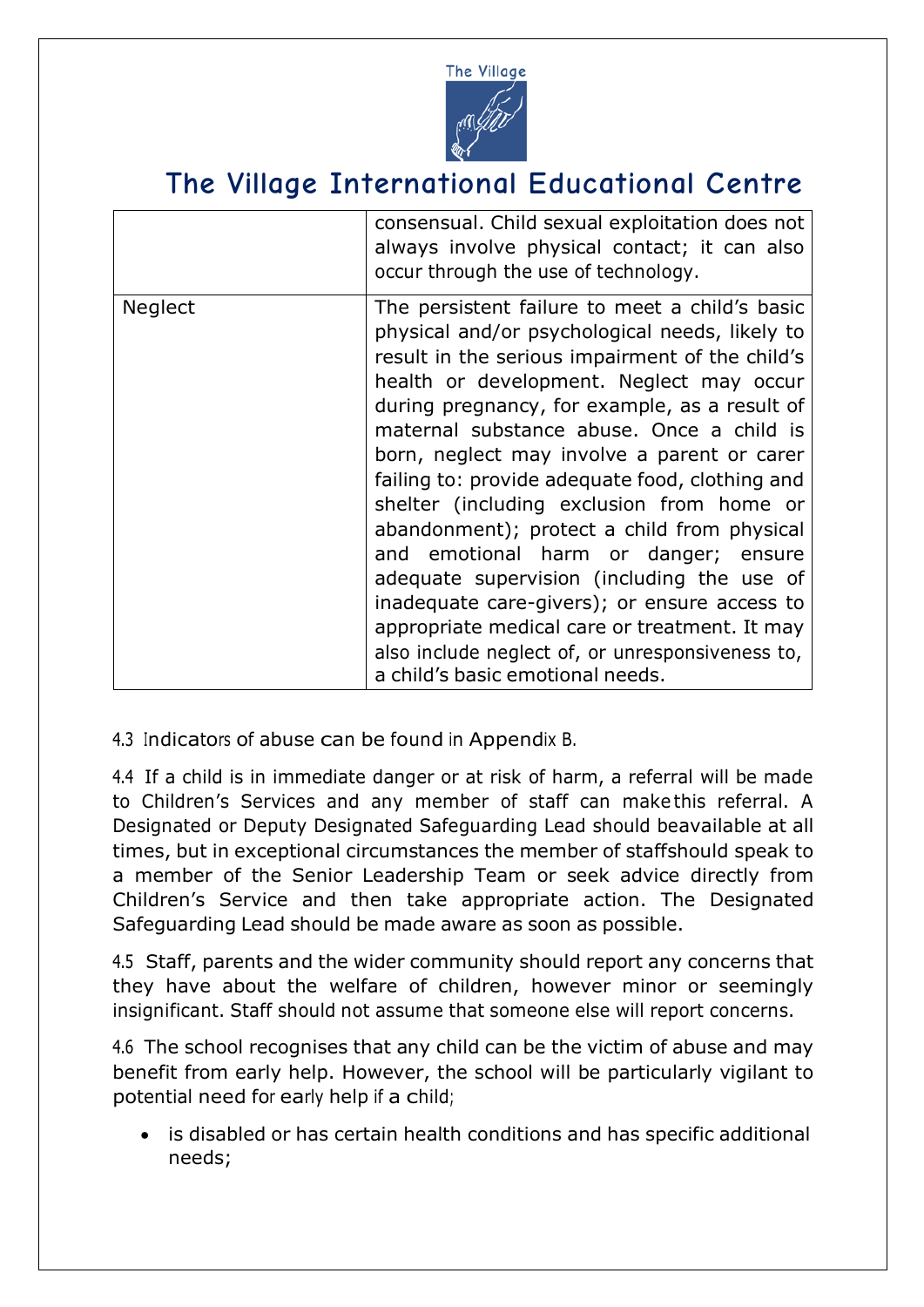| | |
|---|---|
| | consensual. Child sexual exploitation does not always involve physical contact; it can also occur through the use of technology. |
| Neglect | The persistent failure to meet a child's basic physical and/or psychological needs, likely to result in the serious impairment of the child's health or development. Neglect may occur during pregnancy, for example, as a result of maternal substance abuse. Once a child is born, neglect may involve a parent or carer failing to: provide adequate food, clothing and shelter (including exclusion from home or abandonment); protect a child from physical and emotional harm or danger; ensure adequate supervision (including the use of inadequate care-givers); or ensure access to appropriate medical care or treatment. It may also include neglect of, or unresponsiveness to, a child's basic emotional needs. |

4.3 Indicators of abuse can be found in Appendix B.

4.4 If a child is in immediate danger or at risk of harm, a referral will be made to Children's Services and any member of staff can make this referral. A Designated or Deputy Designated Safeguarding Lead should be available at all times, but in exceptional circumstances the member of staff should speak to a member of the Senior Leadership Team or seek advice directly from Children's Service and then take appropriate action. The Designated Safeguarding Lead should be made aware as soon as possible.

4.5 Staff, parents and the wider community should report any concerns that they have about the welfare of children, however minor or seemingly insignificant. Staff should not assume that someone else will report concerns.

4.6 The school recognises that any child can be the victim of abuse and may benefit from early help. However, the school will be particularly vigilant to potential need for early help if a child;

- is disabled or has certain health conditions and has specific additional needs;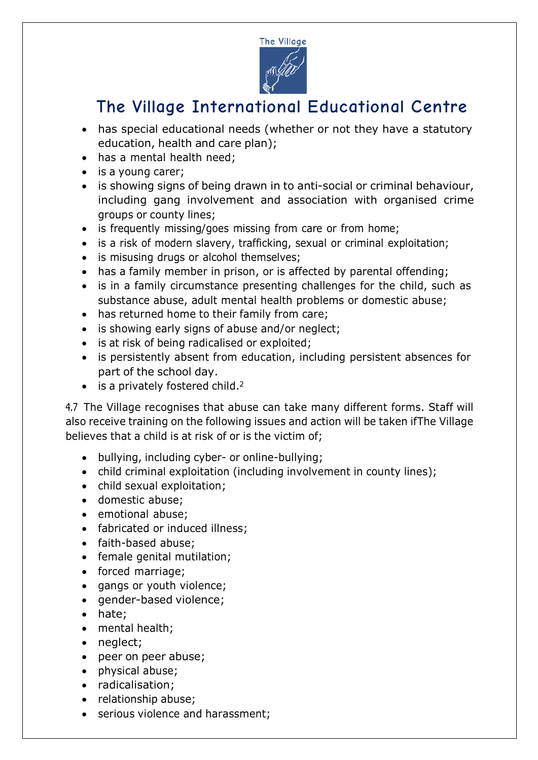- has special educational needs (whether or not they have a statutory education, health and care plan);
- has a mental health need;
- is a young carer;
- is showing signs of being drawn in to anti-social or criminal behaviour, including gang involvement and association with organised crime groups or county lines;
- is frequently missing/goes missing from care or from home;
- is a risk of modern slavery, trafficking, sexual or criminal exploitation;
- is misusing drugs or alcohol themselves;
- has a family member in prison, or is affected by parental offending;
- is in a family circumstance presenting challenges for the child, such as substance abuse, adult mental health problems or domestic abuse;
- has returned home to their family from care;
- is showing early signs of abuse and/or neglect;
- is at risk of being radicalised or exploited;
- is persistently absent from education, including persistent absences for part of the school day.
- is a privately fostered child.[2]

4.7 The Village recognises that abuse can take many different forms. Staff will also receive training on the following issues and action will be taken ifThe Village believes that a child is at risk of or is the victim of;

- bullying, including cyber- or online-bullying;
- child criminal exploitation (including involvement in county lines);
- child sexual exploitation;
- domestic abuse;
- emotional abuse;
- fabricated or induced illness;
- faith-based abuse;
- female genital mutilation;
- forced marriage;
- gangs or youth violence;
- gender-based violence;
- hate;
- mental health;
- neglect;
- peer on peer abuse;
- physical abuse;
- radicalisation;
- relationship abuse;
- serious violence and harassment;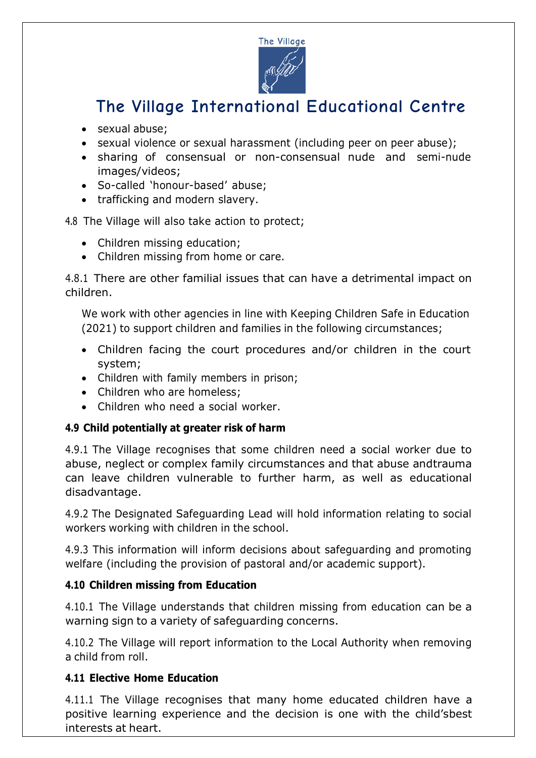- sexual abuse;
- sexual violence or sexual harassment (including peer on peer abuse);
- sharing of consensual or non-consensual nude and semi-nude images/videos;
- So-called 'honour-based' abuse;
- trafficking and modern slavery.

4.8 The Village will also take action to protect;

- Children missing education;
- Children missing from home or care.

4.8.1 There are other familial issues that can have a detrimental impact on children.

We work with other agencies in line with Keeping Children Safe in Education (2021) to support children and families in the following circumstances;

- Children facing the court procedures and/or children in the court system;
- Children with family members in prison;
- Children who are homeless;
- Children who need a social worker.

**4.9 Child potentially at greater risk of harm**

4.9.1 The Village recognises that some children need a social worker due to abuse, neglect or complex family circumstances and that abuse andtrauma can leave children vulnerable to further harm, as well as educational disadvantage.

4.9.2 The Designated Safeguarding Lead will hold information relating to social workers working with children in the school.

4.9.3 This information will inform decisions about safeguarding and promoting welfare (including the provision of pastoral and/or academic support).

**4.10 Children missing from Education**

4.10.1 The Village understands that children missing from education can be a warning sign to a variety of safeguarding concerns.

4.10.2 The Village will report information to the Local Authority when removing a child from roll.

**4.11 Elective Home Education**

4.11.1 The Village recognises that many home educated children have a positive learning experience and the decision is one with the child'sbest interests at heart.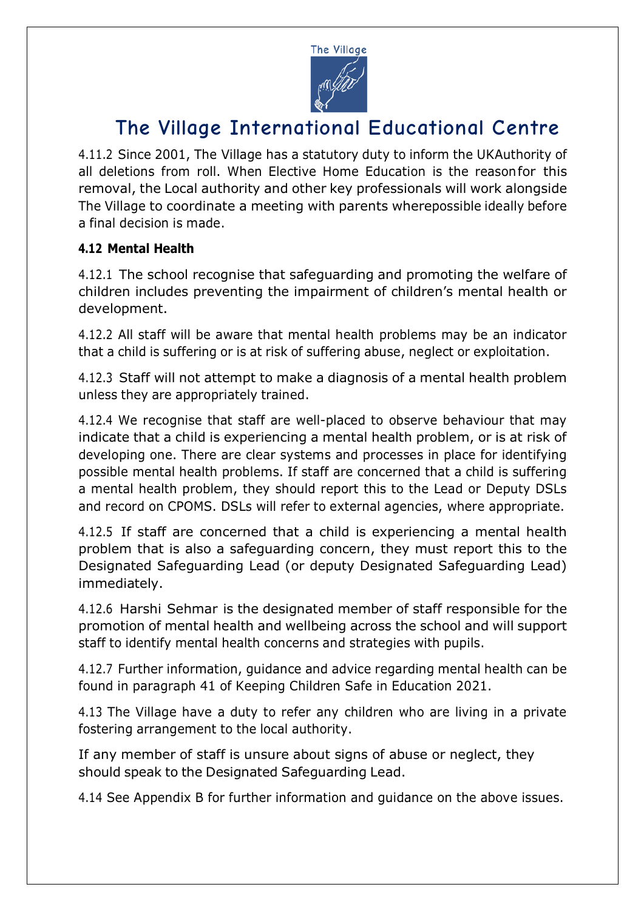4.11.2 Since 2001, The Village has a statutory duty to inform the UKAuthority of all deletions from roll. When Elective Home Education is the reasonfor this removal, the Local authority and other key professionals will work alongside The Village to coordinate a meeting with parents wherepossible ideally before a final decision is made.

**4.12 Mental Health**

4.12.1 The school recognise that safeguarding and promoting the welfare of children includes preventing the impairment of children's mental health or development.

4.12.2 All staff will be aware that mental health problems may be an indicator that a child is suffering or is at risk of suffering abuse, neglect or exploitation.

4.12.3 Staff will not attempt to make a diagnosis of a mental health problem unless they are appropriately trained.

4.12.4 We recognise that staff are well-placed to observe behaviour that may indicate that a child is experiencing a mental health problem, or is at risk of developing one. There are clear systems and processes in place for identifying possible mental health problems. If staff are concerned that a child is suffering a mental health problem, they should report this to the Lead or Deputy DSLs and record on CPOMS. DSLs will refer to external agencies, where appropriate.

4.12.5 If staff are concerned that a child is experiencing a mental health problem that is also a safeguarding concern, they must report this to the Designated Safeguarding Lead (or deputy Designated Safeguarding Lead) immediately.

4.12.6 Harshi Sehmar is the designated member of staff responsible for the promotion of mental health and wellbeing across the school and will support staff to identify mental health concerns and strategies with pupils.

4.12.7 Further information, guidance and advice regarding mental health can be found in paragraph 41 of Keeping Children Safe in Education 2021.

4.13 The Village have a duty to refer any children who are living in a private fostering arrangement to the local authority.

If any member of staff is unsure about signs of abuse or neglect, they should speak to the Designated Safeguarding Lead.

4.14 See Appendix B for further information and guidance on the above issues.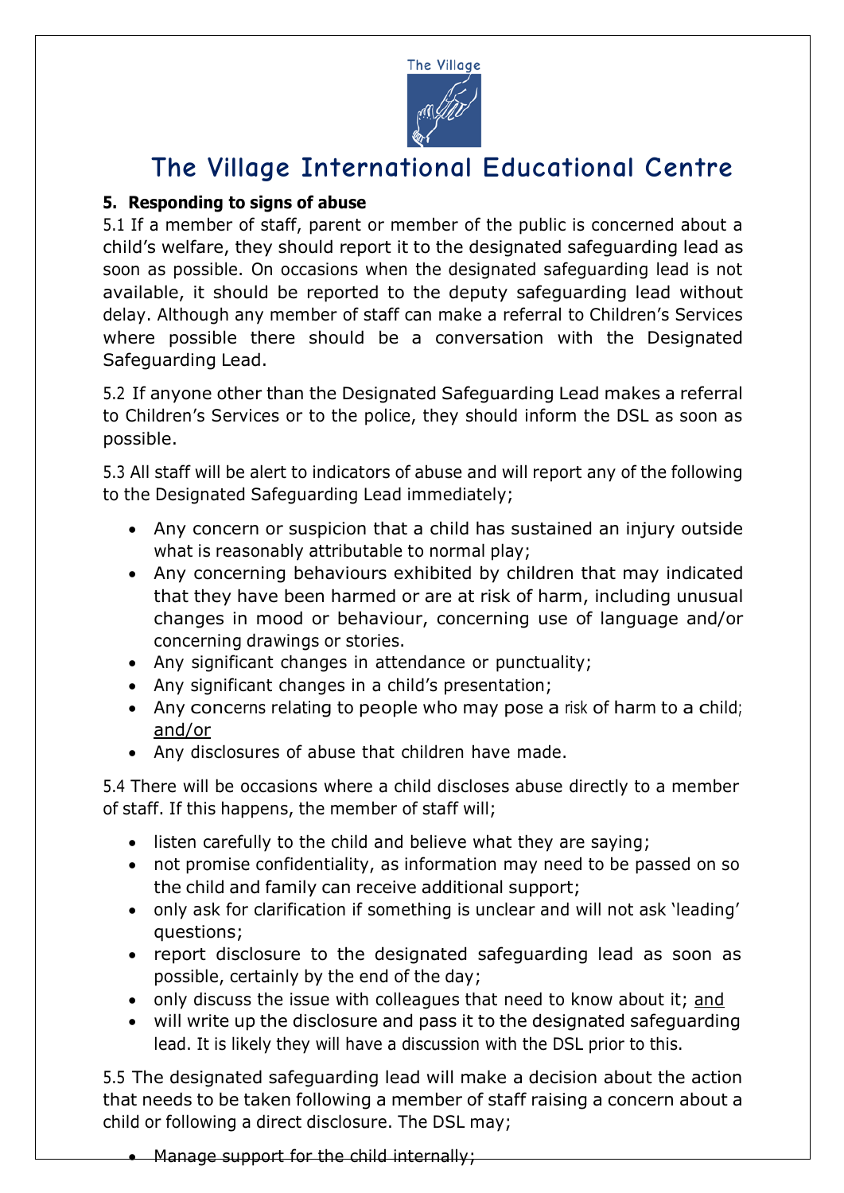# The Village International Educational Centre

**5. Responding to signs of abuse**

5.1 If a member of staff, parent or member of the public is concerned about a child's welfare, they should report it to the designated safeguarding lead as soon as possible. On occasions when the designated safeguarding lead is not available, it should be reported to the deputy safeguarding lead without delay. Although any member of staff can make a referral to Children's Services where possible there should be a conversation with the Designated Safeguarding Lead.

5.2 If anyone other than the Designated Safeguarding Lead makes a referral to Children's Services or to the police, they should inform the DSL as soon as possible.

5.3 All staff will be alert to indicators of abuse and will report any of the following to the Designated Safeguarding Lead immediately;

- Any concern or suspicion that a child has sustained an injury outside what is reasonably attributable to normal play;
- Any concerning behaviours exhibited by children that may indicated that they have been harmed or are at risk of harm, including unusual changes in mood or behaviour, concerning use of language and/or concerning drawings or stories.
- Any significant changes in attendance or punctuality;
- Any significant changes in a child's presentation;
- Any concerns relating to people who may pose a risk of harm to a child; <u>and/or</u>
- Any disclosures of abuse that children have made.

5.4 There will be occasions where a child discloses abuse directly to a member of staff. If this happens, the member of staff will;

- listen carefully to the child and believe what they are saying;
- not promise confidentiality, as information may need to be passed on so the child and family can receive additional support;
- only ask for clarification if something is unclear and will not ask 'leading' questions;
- report disclosure to the designated safeguarding lead as soon as possible, certainly by the end of the day;
- only discuss the issue with colleagues that need to know about it; <u>and</u>
- will write up the disclosure and pass it to the designated safeguarding lead. It is likely they will have a discussion with the DSL prior to this.

5.5 The designated safeguarding lead will make a decision about the action that needs to be taken following a member of staff raising a concern about a child or following a direct disclosure. The DSL may;

- Manage support for the child internally;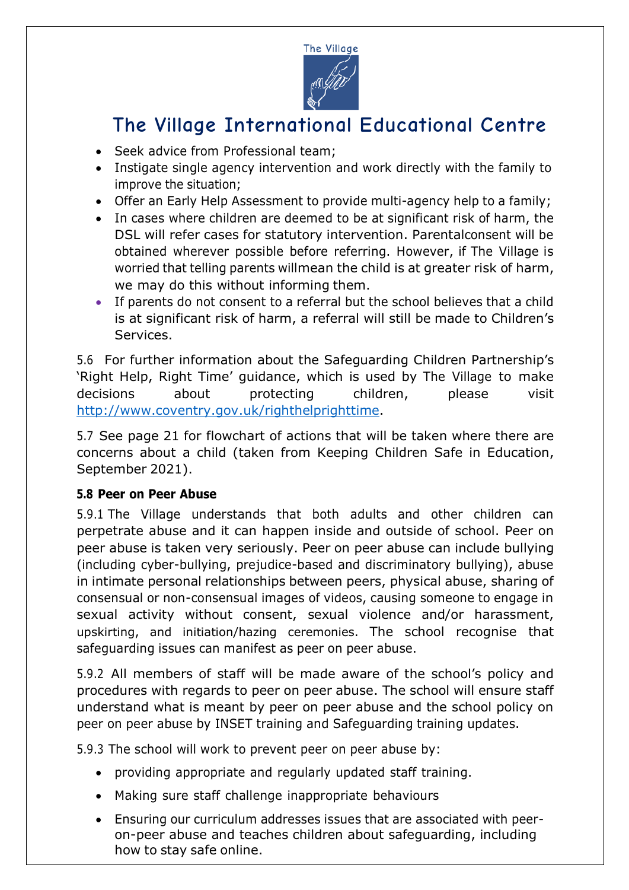- Seek advice from Professional team;
- Instigate single agency intervention and work directly with the family to improve the situation;
- Offer an Early Help Assessment to provide multi-agency help to a family;
- In cases where children are deemed to be at significant risk of harm, the DSL will refer cases for statutory intervention. Parentalconsent will be obtained wherever possible before referring. However, if The Village is worried that telling parents willmean the child is at greater risk of harm, we may do this without informing them.
- If parents do not consent to a referral but the school believes that a child is at significant risk of harm, a referral will still be made to Children's Services.

5.6 For further information about the Safeguarding Children Partnership's 'Right Help, Right Time' guidance, which is used by The Village to make decisions about protecting children, please visit http://www.coventry.gov.uk/righthelprighttime.

5.7 See page 21 for flowchart of actions that will be taken where there are concerns about a child (taken from Keeping Children Safe in Education, September 2021).

**5.8 Peer on Peer Abuse**

5.9.1 The Village understands that both adults and other children can perpetrate abuse and it can happen inside and outside of school. Peer on peer abuse is taken very seriously. Peer on peer abuse can include bullying (including cyber-bullying, prejudice-based and discriminatory bullying), abuse in intimate personal relationships between peers, physical abuse, sharing of consensual or non-consensual images of videos, causing someone to engage in sexual activity without consent, sexual violence and/or harassment, upskirting, and initiation/hazing ceremonies. The school recognise that safeguarding issues can manifest as peer on peer abuse.

5.9.2 All members of staff will be made aware of the school's policy and procedures with regards to peer on peer abuse. The school will ensure staff understand what is meant by peer on peer abuse and the school policy on peer on peer abuse by INSET training and Safeguarding training updates.

5.9.3 The school will work to prevent peer on peer abuse by:

- providing appropriate and regularly updated staff training.
- Making sure staff challenge inappropriate behaviours
- Ensuring our curriculum addresses issues that are associated with peer-on-peer abuse and teaches children about safeguarding, including how to stay safe online.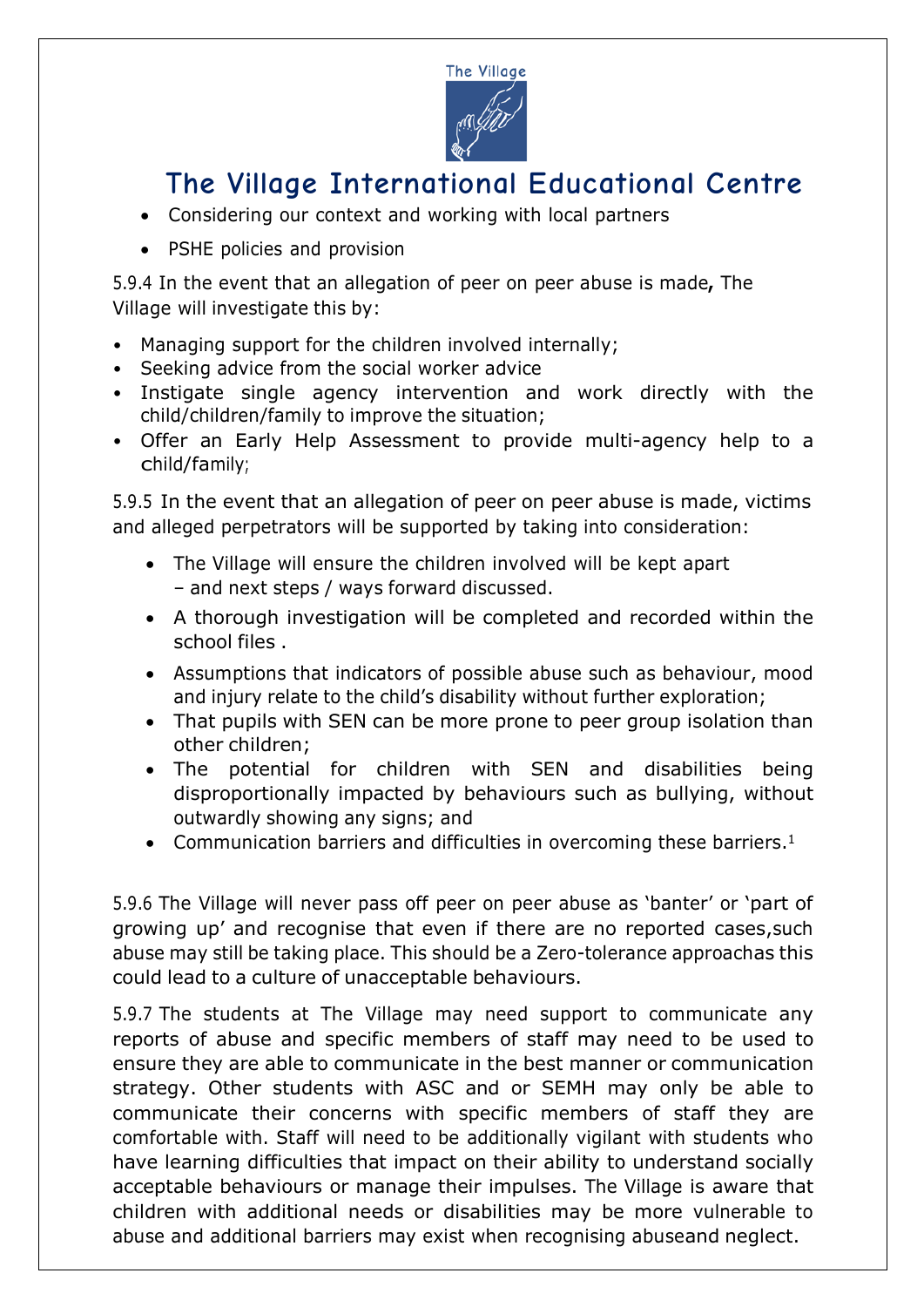- Considering our context and working with local partners
- PSHE policies and provision

5.9.4 In the event that an allegation of peer on peer abuse is made**,** The Village will investigate this by:

- Managing support for the children involved internally;
- Seeking advice from the social worker advice
- Instigate single agency intervention and work directly with the child/children/family to improve the situation;
- Offer an Early Help Assessment to provide multi-agency help to a child/family;

5.9.5 In the event that an allegation of peer on peer abuse is made, victims and alleged perpetrators will be supported by taking into consideration:

- The Village will ensure the children involved will be kept apart – and next steps / ways forward discussed.
- A thorough investigation will be completed and recorded within the school files .
- Assumptions that indicators of possible abuse such as behaviour, mood and injury relate to the child's disability without further exploration;
- That pupils with SEN can be more prone to peer group isolation than other children;
- The potential for children with SEN and disabilities being disproportionally impacted by behaviours such as bullying, without outwardly showing any signs; and
- Communication barriers and difficulties in overcoming these barriers.[1]

5.9.6 The Village will never pass off peer on peer abuse as 'banter' or 'part of growing up' and recognise that even if there are no reported cases,such abuse may still be taking place. This should be a Zero-tolerance approachas this could lead to a culture of unacceptable behaviours.

5.9.7 The students at The Village may need support to communicate any reports of abuse and specific members of staff may need to be used to ensure they are able to communicate in the best manner or communication strategy. Other students with ASC and or SEMH may only be able to communicate their concerns with specific members of staff they are comfortable with. Staff will need to be additionally vigilant with students who have learning difficulties that impact on their ability to understand socially acceptable behaviours or manage their impulses. The Village is aware that children with additional needs or disabilities may be more vulnerable to abuse and additional barriers may exist when recognising abuseand neglect.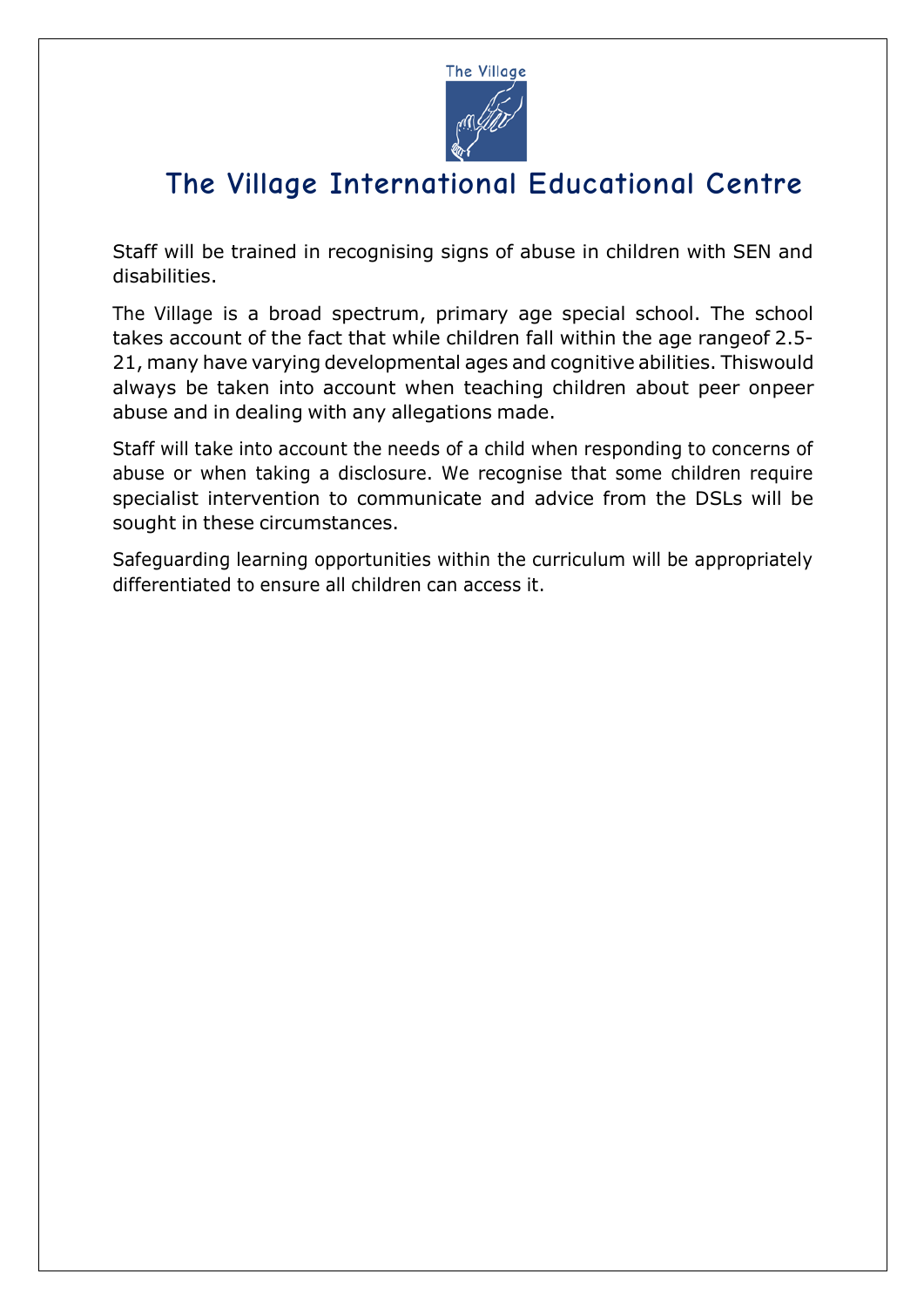Staff will be trained in recognising signs of abuse in children with SEN and disabilities.

The Village is a broad spectrum, primary age special school. The school takes account of the fact that while children fall within the age rangeof 2.5-21, many have varying developmental ages and cognitive abilities. Thiswould always be taken into account when teaching children about peer onpeer abuse and in dealing with any allegations made.

Staff will take into account the needs of a child when responding to concerns of abuse or when taking a disclosure. We recognise that some children require specialist intervention to communicate and advice from the DSLs will be sought in these circumstances.

Safeguarding learning opportunities within the curriculum will be appropriately differentiated to ensure all children can access it.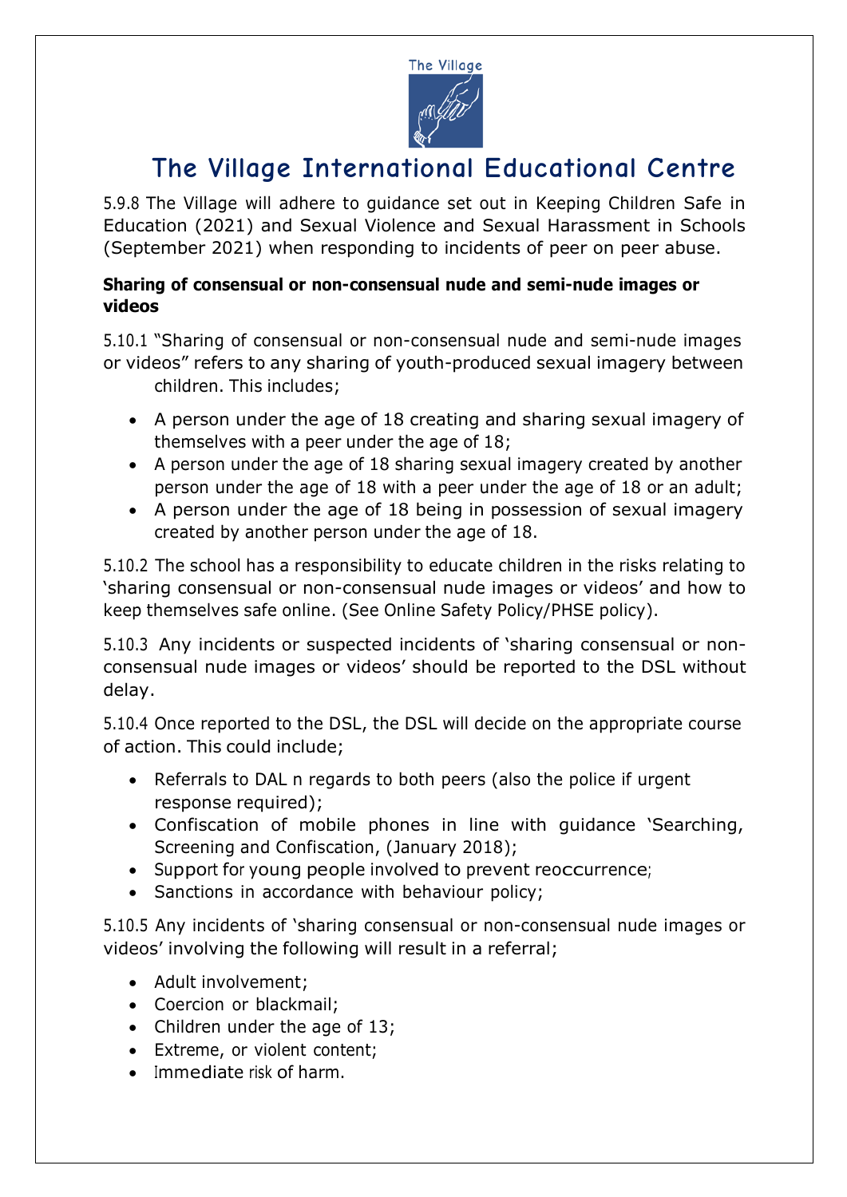# The Village International Educational Centre

5.9.8 The Village will adhere to guidance set out in Keeping Children Safe in Education (2021) and Sexual Violence and Sexual Harassment in Schools (September 2021) when responding to incidents of peer on peer abuse.

**Sharing of consensual or non-consensual nude and semi-nude images or videos**

5.10.1 "Sharing of consensual or non-consensual nude and semi-nude images or videos" refers to any sharing of youth-produced sexual imagery between children. This includes;

- A person under the age of 18 creating and sharing sexual imagery of themselves with a peer under the age of 18;
- A person under the age of 18 sharing sexual imagery created by another person under the age of 18 with a peer under the age of 18 or an adult;
- A person under the age of 18 being in possession of sexual imagery created by another person under the age of 18.

5.10.2 The school has a responsibility to educate children in the risks relating to 'sharing consensual or non-consensual nude images or videos' and how to keep themselves safe online. (See Online Safety Policy/PHSE policy).

5.10.3 Any incidents or suspected incidents of 'sharing consensual or non-consensual nude images or videos' should be reported to the DSL without delay.

5.10.4 Once reported to the DSL, the DSL will decide on the appropriate course of action. This could include;

- Referrals to DAL n regards to both peers (also the police if urgent response required);
- Confiscation of mobile phones in line with guidance 'Searching, Screening and Confiscation, (January 2018);
- Support for young people involved to prevent reoccurrence;
- Sanctions in accordance with behaviour policy;

5.10.5 Any incidents of 'sharing consensual or non-consensual nude images or videos' involving the following will result in a referral;

- Adult involvement;
- Coercion or blackmail;
- Children under the age of 13;
- Extreme, or violent content;
- Immediate risk of harm.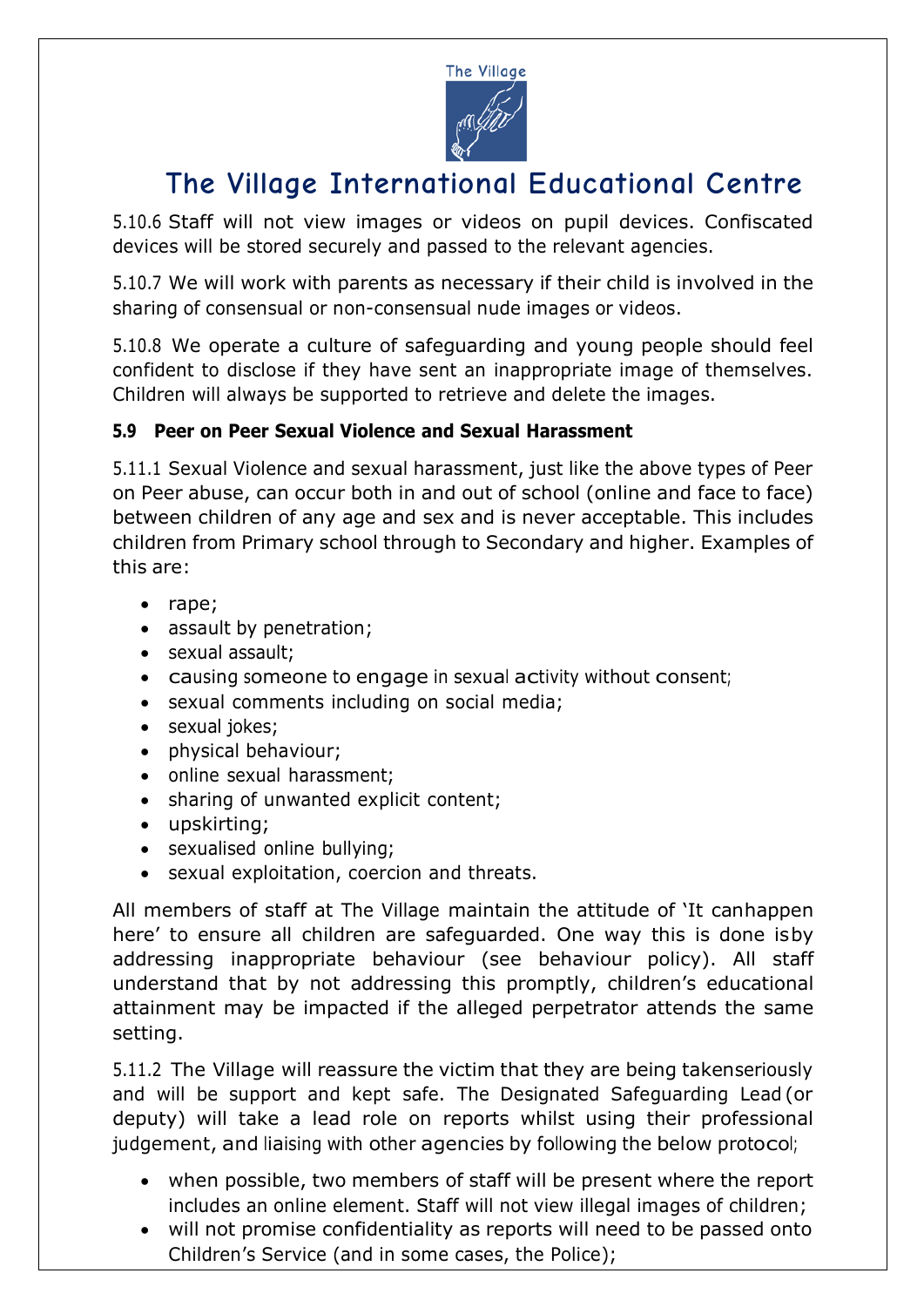5.10.6 Staff will not view images or videos on pupil devices. Confiscated devices will be stored securely and passed to the relevant agencies.

5.10.7 We will work with parents as necessary if their child is involved in the sharing of consensual or non-consensual nude images or videos.

5.10.8 We operate a culture of safeguarding and young people should feel confident to disclose if they have sent an inappropriate image of themselves. Children will always be supported to retrieve and delete the images.

### 5.9 Peer on Peer Sexual Violence and Sexual Harassment

5.11.1 Sexual Violence and sexual harassment, just like the above types of Peer on Peer abuse, can occur both in and out of school (online and face to face) between children of any age and sex and is never acceptable. This includes children from Primary school through to Secondary and higher. Examples of this are:

- rape;
- assault by penetration;
- sexual assault;
- causing someone to engage in sexual activity without consent;
- sexual comments including on social media;
- sexual jokes;
- physical behaviour;
- online sexual harassment;
- sharing of unwanted explicit content;
- upskirting;
- sexualised online bullying;
- sexual exploitation, coercion and threats.

All members of staff at The Village maintain the attitude of 'It canhappen here' to ensure all children are safeguarded. One way this is done isby addressing inappropriate behaviour (see behaviour policy). All staff understand that by not addressing this promptly, children's educational attainment may be impacted if the alleged perpetrator attends the same setting.

5.11.2 The Village will reassure the victim that they are being takenseriously and will be support and kept safe. The Designated Safeguarding Lead (or deputy) will take a lead role on reports whilst using their professional judgement, and liaising with other agencies by following the below protocol;

- when possible, two members of staff will be present where the report includes an online element. Staff will not view illegal images of children;
- will not promise confidentiality as reports will need to be passed onto Children's Service (and in some cases, the Police);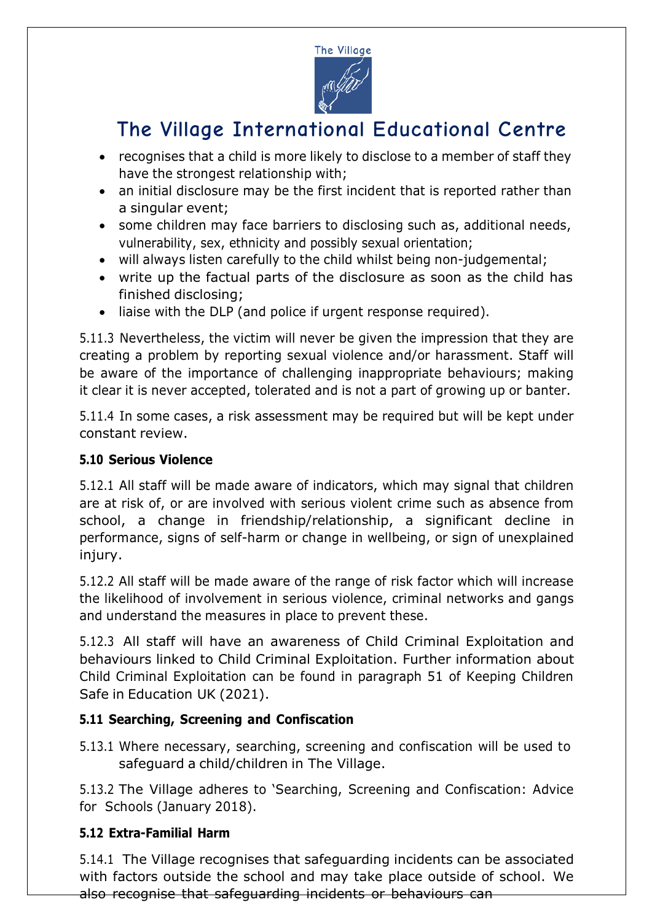- recognises that a child is more likely to disclose to a member of staff they have the strongest relationship with;
- an initial disclosure may be the first incident that is reported rather than a singular event;
- some children may face barriers to disclosing such as, additional needs, vulnerability, sex, ethnicity and possibly sexual orientation;
- will always listen carefully to the child whilst being non-judgemental;
- write up the factual parts of the disclosure as soon as the child has finished disclosing;
- liaise with the DLP (and police if urgent response required).

5.11.3 Nevertheless, the victim will never be given the impression that they are creating a problem by reporting sexual violence and/or harassment. Staff will be aware of the importance of challenging inappropriate behaviours; making it clear it is never accepted, tolerated and is not a part of growing up or banter.

5.11.4 In some cases, a risk assessment may be required but will be kept under constant review.

**5.10 Serious Violence**

5.12.1 All staff will be made aware of indicators, which may signal that children are at risk of, or are involved with serious violent crime such as absence from school, a change in friendship/relationship, a significant decline in performance, signs of self-harm or change in wellbeing, or sign of unexplained injury.

5.12.2 All staff will be made aware of the range of risk factor which will increase the likelihood of involvement in serious violence, criminal networks and gangs and understand the measures in place to prevent these.

5.12.3 All staff will have an awareness of Child Criminal Exploitation and behaviours linked to Child Criminal Exploitation. Further information about Child Criminal Exploitation can be found in paragraph 51 of Keeping Children Safe in Education UK (2021).

**5.11 Searching, Screening and Confiscation**

5.13.1 Where necessary, searching, screening and confiscation will be used to safeguard a child/children in The Village.

5.13.2 The Village adheres to 'Searching, Screening and Confiscation: Advice for Schools (January 2018).

**5.12 Extra-Familial Harm**

5.14.1 The Village recognises that safeguarding incidents can be associated with factors outside the school and may take place outside of school. We also recognise that safeguarding incidents or behaviours can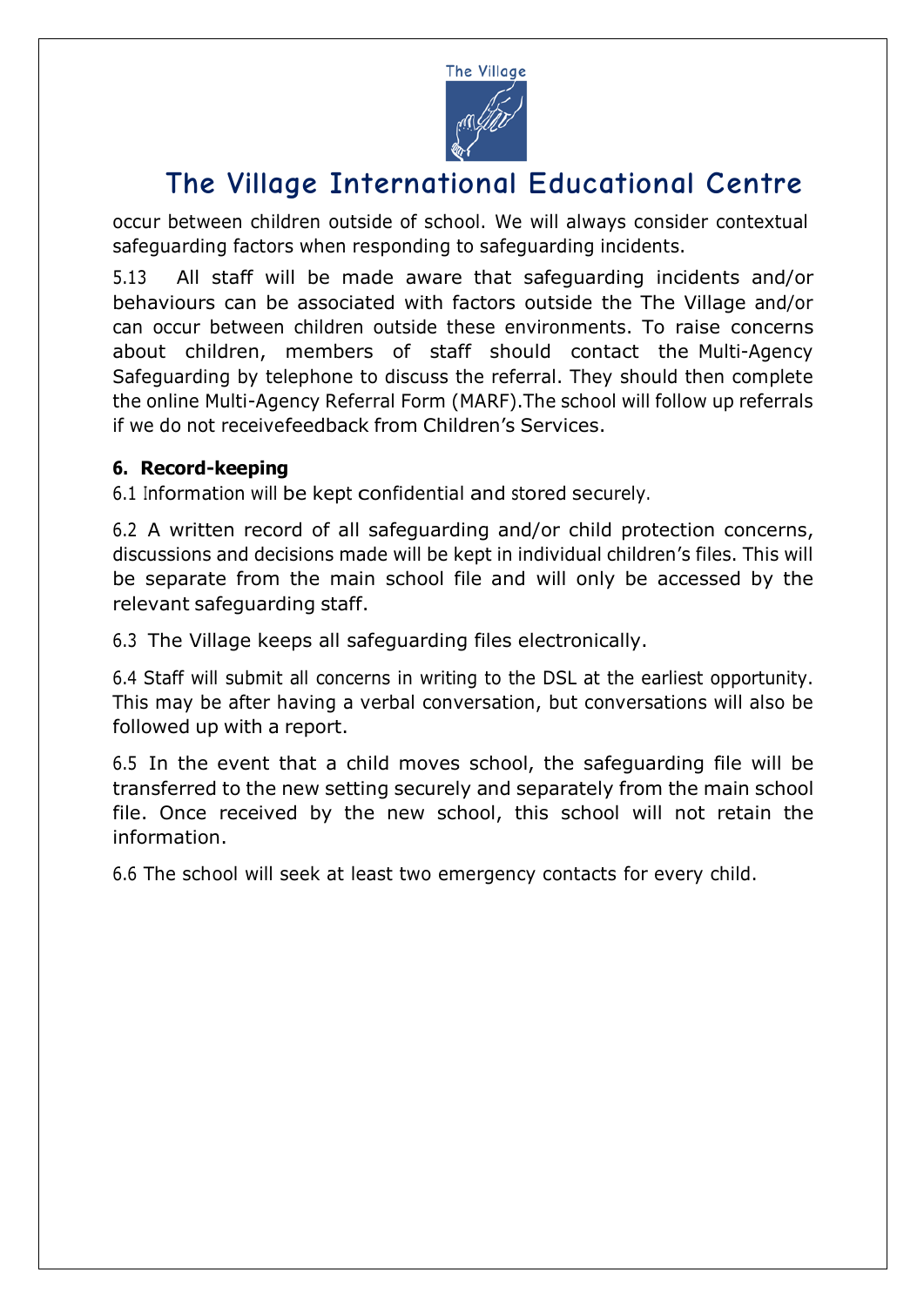occur between children outside of school. We will always consider contextual safeguarding factors when responding to safeguarding incidents.

5.13 All staff will be made aware that safeguarding incidents and/or behaviours can be associated with factors outside the The Village and/or can occur between children outside these environments. To raise concerns about children, members of staff should contact the Multi-Agency Safeguarding by telephone to discuss the referral. They should then complete the online Multi-Agency Referral Form (MARF).The school will follow up referrals if we do not receivefeedback from Children's Services.

## 6. Record-keeping

6.1 Information will be kept confidential and stored securely.

6.2 A written record of all safeguarding and/or child protection concerns, discussions and decisions made will be kept in individual children's files. This will be separate from the main school file and will only be accessed by the relevant safeguarding staff.

6.3 The Village keeps all safeguarding files electronically.

6.4 Staff will submit all concerns in writing to the DSL at the earliest opportunity. This may be after having a verbal conversation, but conversations will also be followed up with a report.

6.5 In the event that a child moves school, the safeguarding file will be transferred to the new setting securely and separately from the main school file. Once received by the new school, this school will not retain the information.

6.6 The school will seek at least two emergency contacts for every child.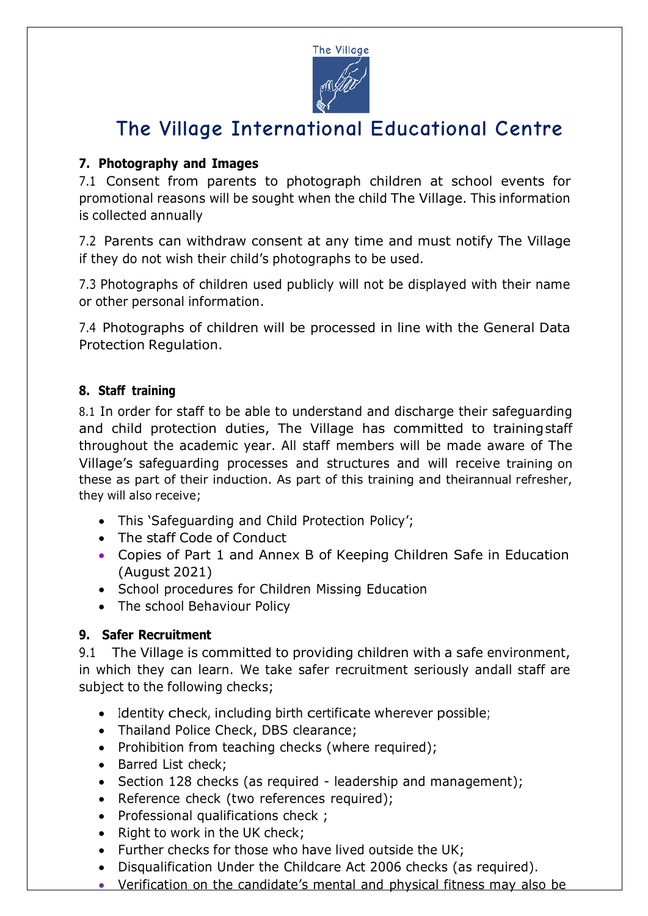# The Village International Educational Centre

## 7. Photography and Images

7.1 Consent from parents to photograph children at school events for promotional reasons will be sought when the child The Village. This information is collected annually

7.2 Parents can withdraw consent at any time and must notify The Village if they do not wish their child's photographs to be used.

7.3 Photographs of children used publicly will not be displayed with their name or other personal information.

7.4 Photographs of children will be processed in line with the General Data Protection Regulation.

## 8. Staff training

8.1 In order for staff to be able to understand and discharge their safeguarding and child protection duties, The Village has committed to training staff throughout the academic year. All staff members will be made aware of The Village's safeguarding processes and structures and will receive training on these as part of their induction. As part of this training and their annual refresher, they will also receive;

- This 'Safeguarding and Child Protection Policy';
- The staff Code of Conduct
- Copies of Part 1 and Annex B of Keeping Children Safe in Education (August 2021)
- School procedures for Children Missing Education
- The school Behaviour Policy

## 9. Safer Recruitment

9.1 The Village is committed to providing children with a safe environment, in which they can learn. We take safer recruitment seriously and all staff are subject to the following checks;

- Identity check, including birth certificate wherever possible;
- Thailand Police Check, DBS clearance;
- Prohibition from teaching checks (where required);
- Barred List check;
- Section 128 checks (as required - leadership and management);
- Reference check (two references required);
- Professional qualifications check ;
- Right to work in the UK check;
- Further checks for those who have lived outside the UK;
- Disqualification Under the Childcare Act 2006 checks (as required).
- Verification on the candidate's mental and physical fitness may also be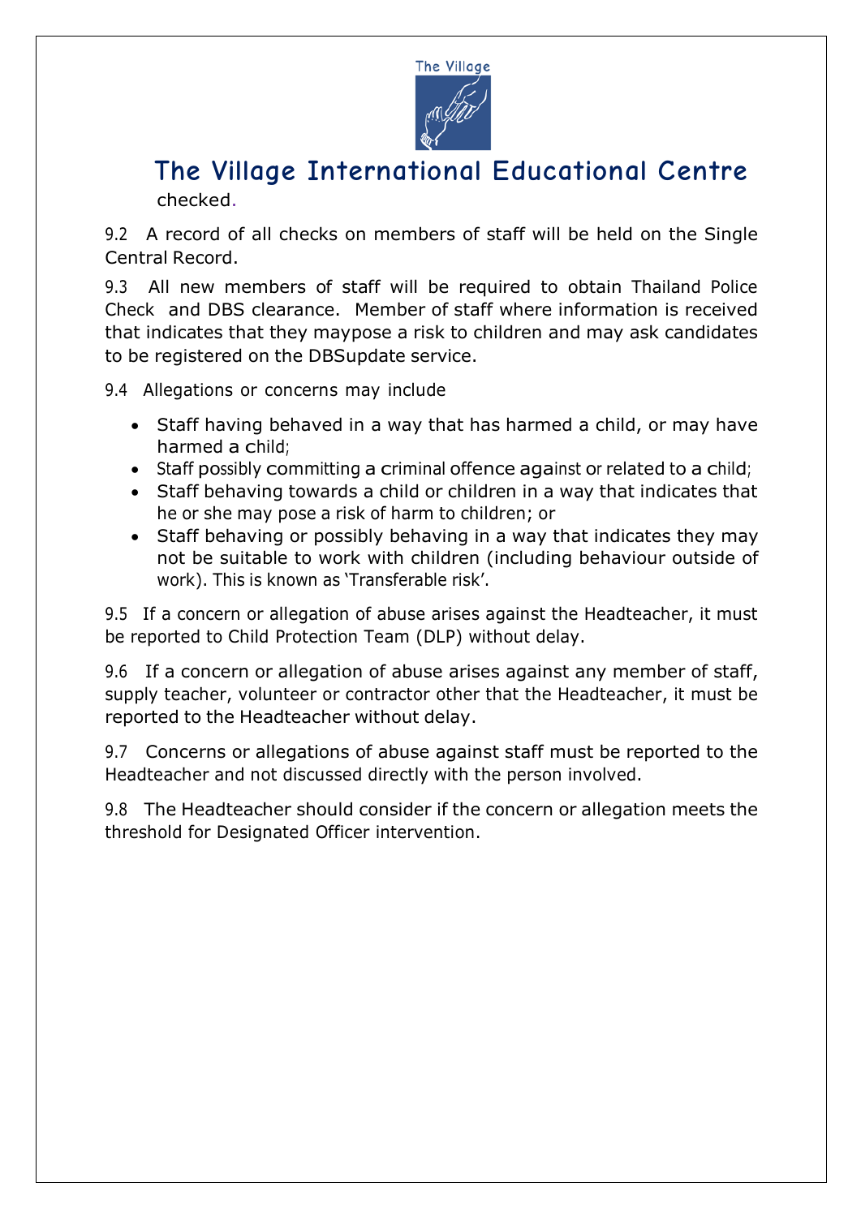checked.

9.2 A record of all checks on members of staff will be held on the Single Central Record.

9.3 All new members of staff will be required to obtain Thailand Police Check and DBS clearance. Member of staff where information is received that indicates that they maypose a risk to children and may ask candidates to be registered on the DBSupdate service.

9.4 Allegations or concerns may include

- Staff having behaved in a way that has harmed a child, or may have harmed a child;
- Staff possibly committing a criminal offence against or related to a child;
- Staff behaving towards a child or children in a way that indicates that he or she may pose a risk of harm to children; or
- Staff behaving or possibly behaving in a way that indicates they may not be suitable to work with children (including behaviour outside of work). This is known as 'Transferable risk'.

9.5 If a concern or allegation of abuse arises against the Headteacher, it must be reported to Child Protection Team (DLP) without delay.

9.6 If a concern or allegation of abuse arises against any member of staff, supply teacher, volunteer or contractor other that the Headteacher, it must be reported to the Headteacher without delay.

9.7 Concerns or allegations of abuse against staff must be reported to the Headteacher and not discussed directly with the person involved.

9.8 The Headteacher should consider if the concern or allegation meets the threshold for Designated Officer intervention.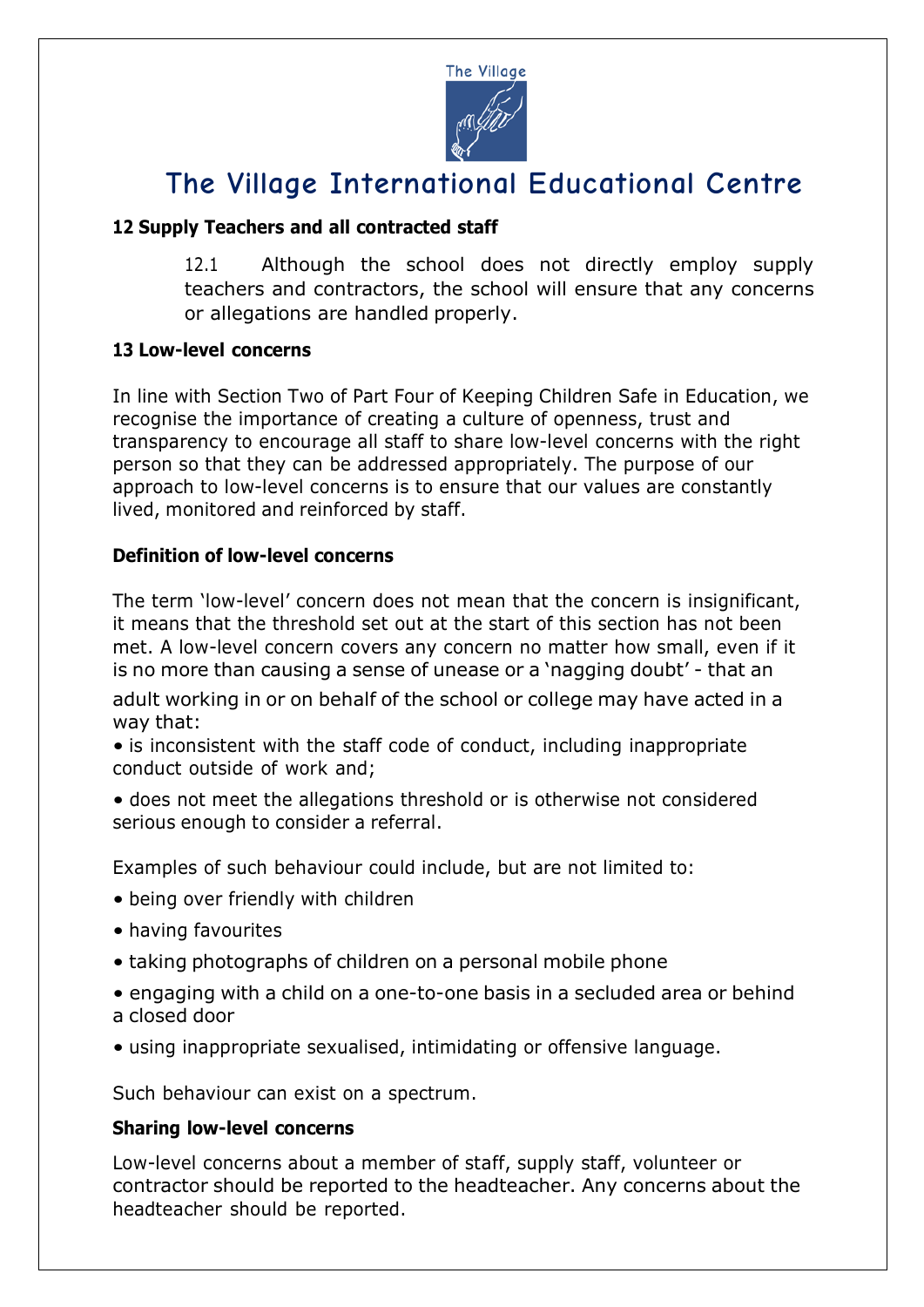The Village

# The Village International Educational Centre

## 12 Supply Teachers and all contracted staff

12.1 Although the school does not directly employ supply teachers and contractors, the school will ensure that any concerns or allegations are handled properly.

## 13 Low-level concerns

In line with Section Two of Part Four of Keeping Children Safe in Education, we recognise the importance of creating a culture of openness, trust and transparency to encourage all staff to share low-level concerns with the right person so that they can be addressed appropriately. The purpose of our approach to low-level concerns is to ensure that our values are constantly lived, monitored and reinforced by staff.

### Definition of low-level concerns

The term 'low-level' concern does not mean that the concern is insignificant, it means that the threshold set out at the start of this section has not been met. A low-level concern covers any concern no matter how small, even if it is no more than causing a sense of unease or a 'nagging doubt' - that an adult working in or on behalf of the school or college may have acted in a way that:

- is inconsistent with the staff code of conduct, including inappropriate conduct outside of work and;
- does not meet the allegations threshold or is otherwise not considered serious enough to consider a referral.

Examples of such behaviour could include, but are not limited to:

- being over friendly with children
- having favourites
- taking photographs of children on a personal mobile phone
- engaging with a child on a one-to-one basis in a secluded area or behind a closed door
- using inappropriate sexualised, intimidating or offensive language.

Such behaviour can exist on a spectrum.

### Sharing low-level concerns

Low-level concerns about a member of staff, supply staff, volunteer or contractor should be reported to the headteacher. Any concerns about the headteacher should be reported.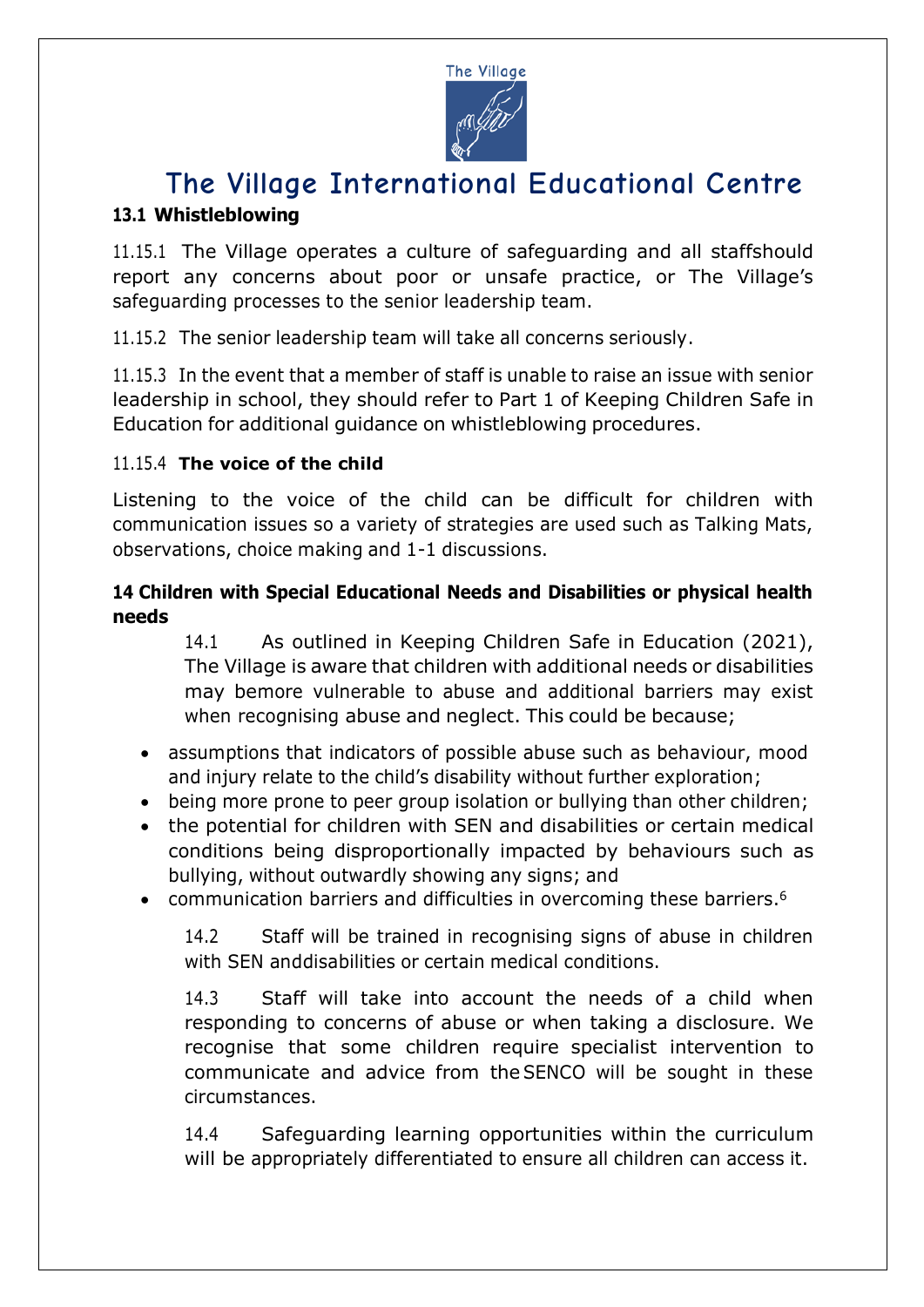# The Village International Educational Centre

### 13.1 Whistleblowing

11.15.1 The Village operates a culture of safeguarding and all staffshould report any concerns about poor or unsafe practice, or The Village's safeguarding processes to the senior leadership team.

11.15.2 The senior leadership team will take all concerns seriously.

11.15.3 In the event that a member of staff is unable to raise an issue with senior leadership in school, they should refer to Part 1 of Keeping Children Safe in Education for additional guidance on whistleblowing procedures.

11.15.4 **The voice of the child**

Listening to the voice of the child can be difficult for children with communication issues so a variety of strategies are used such as Talking Mats, observations, choice making and 1-1 discussions.

### 14 Children with Special Educational Needs and Disabilities or physical health needs

14.1 As outlined in Keeping Children Safe in Education (2021), The Village is aware that children with additional needs or disabilities may bemore vulnerable to abuse and additional barriers may exist when recognising abuse and neglect. This could be because;

- assumptions that indicators of possible abuse such as behaviour, mood and injury relate to the child's disability without further exploration;
- being more prone to peer group isolation or bullying than other children;
- the potential for children with SEN and disabilities or certain medical conditions being disproportionally impacted by behaviours such as bullying, without outwardly showing any signs; and
- communication barriers and difficulties in overcoming these barriers.[6]

14.2 Staff will be trained in recognising signs of abuse in children with SEN anddisabilities or certain medical conditions.

14.3 Staff will take into account the needs of a child when responding to concerns of abuse or when taking a disclosure. We recognise that some children require specialist intervention to communicate and advice from the SENCO will be sought in these circumstances.

14.4 Safeguarding learning opportunities within the curriculum will be appropriately differentiated to ensure all children can access it.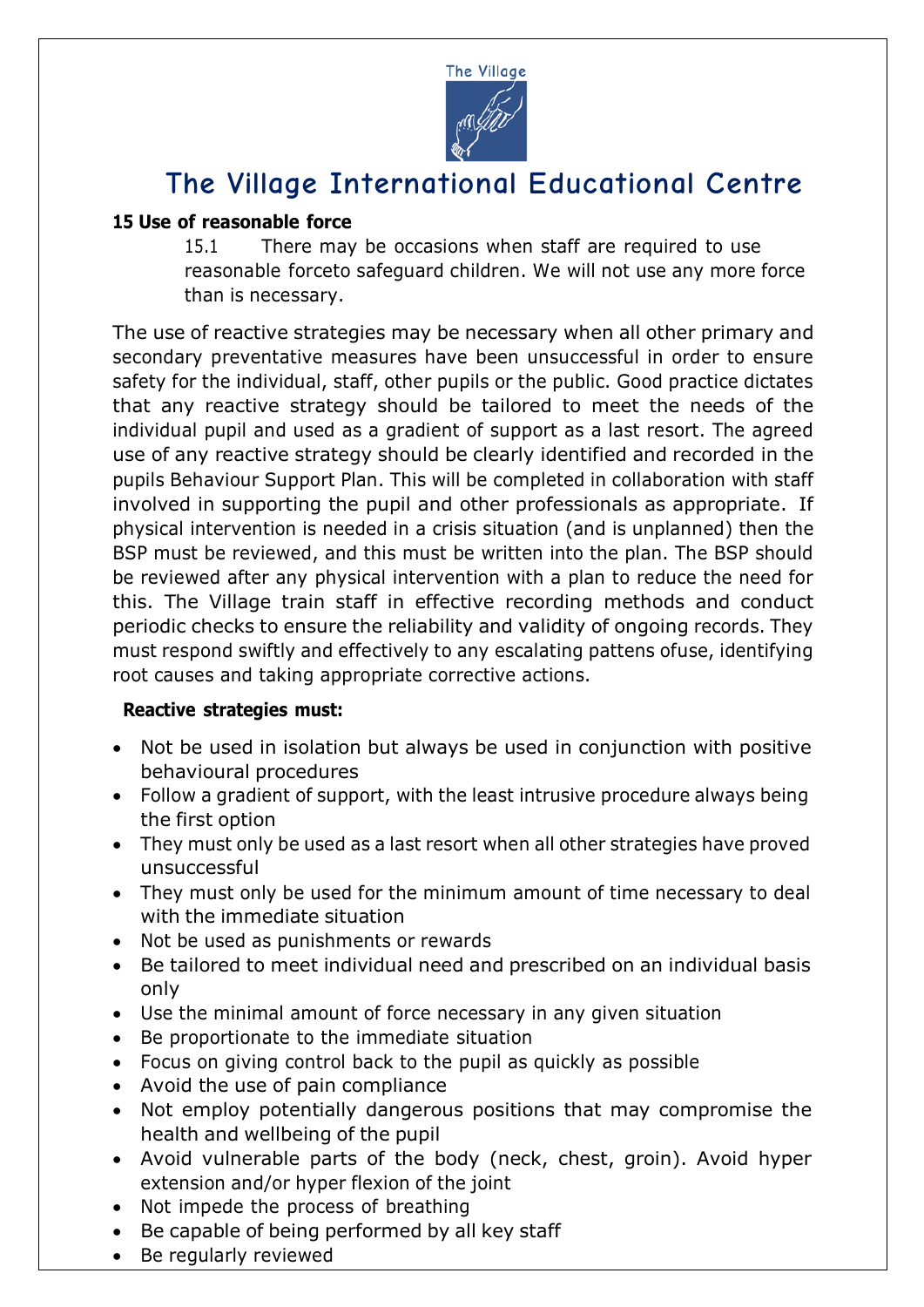# The Village International Educational Centre

**15 Use of reasonable force**

15.1 There may be occasions when staff are required to use reasonable forceto safeguard children. We will not use any more force than is necessary.

The use of reactive strategies may be necessary when all other primary and secondary preventative measures have been unsuccessful in order to ensure safety for the individual, staff, other pupils or the public. Good practice dictates that any reactive strategy should be tailored to meet the needs of the individual pupil and used as a gradient of support as a last resort. The agreed use of any reactive strategy should be clearly identified and recorded in the pupils Behaviour Support Plan. This will be completed in collaboration with staff involved in supporting the pupil and other professionals as appropriate. If physical intervention is needed in a crisis situation (and is unplanned) then the BSP must be reviewed, and this must be written into the plan. The BSP should be reviewed after any physical intervention with a plan to reduce the need for this. The Village train staff in effective recording methods and conduct periodic checks to ensure the reliability and validity of ongoing records. They must respond swiftly and effectively to any escalating pattens ofuse, identifying root causes and taking appropriate corrective actions.

**Reactive strategies must:**

- Not be used in isolation but always be used in conjunction with positive behavioural procedures
- Follow a gradient of support, with the least intrusive procedure always being the first option
- They must only be used as a last resort when all other strategies have proved unsuccessful
- They must only be used for the minimum amount of time necessary to deal with the immediate situation
- Not be used as punishments or rewards
- Be tailored to meet individual need and prescribed on an individual basis only
- Use the minimal amount of force necessary in any given situation
- Be proportionate to the immediate situation
- Focus on giving control back to the pupil as quickly as possible
- Avoid the use of pain compliance
- Not employ potentially dangerous positions that may compromise the health and wellbeing of the pupil
- Avoid vulnerable parts of the body (neck, chest, groin). Avoid hyper extension and/or hyper flexion of the joint
- Not impede the process of breathing
- Be capable of being performed by all key staff
- Be regularly reviewed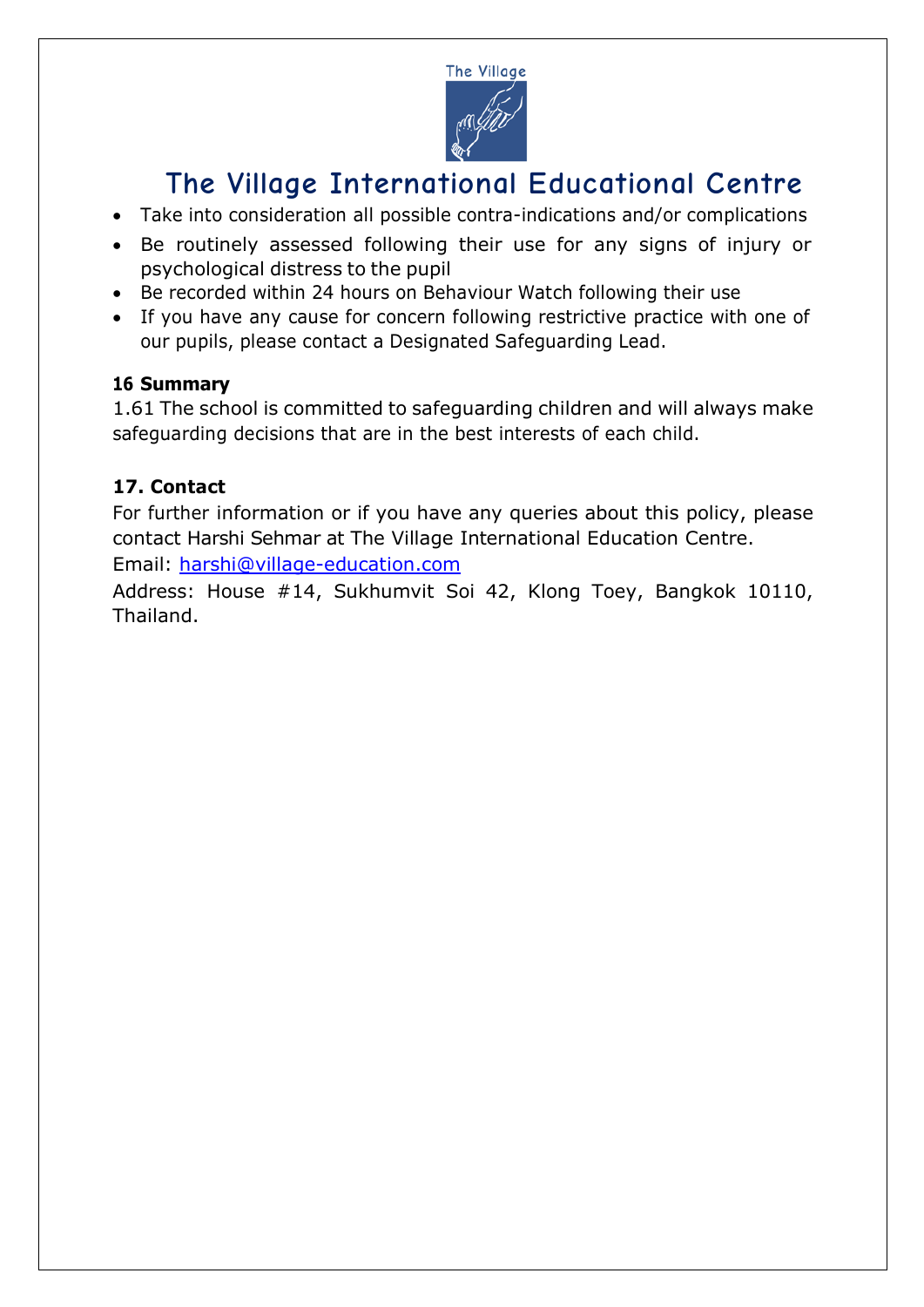- Take into consideration all possible contra-indications and/or complications
- Be routinely assessed following their use for any signs of injury or psychological distress to the pupil
- Be recorded within 24 hours on Behaviour Watch following their use
- If you have any cause for concern following restrictive practice with one of our pupils, please contact a Designated Safeguarding Lead.

**16 Summary**

1.61 The school is committed to safeguarding children and will always make safeguarding decisions that are in the best interests of each child.

**17. Contact**

For further information or if you have any queries about this policy, please contact Harshi Sehmar at The Village International Education Centre.

Email: harshi@village-education.com

Address: House #14, Sukhumvit Soi 42, Klong Toey, Bangkok 10110, Thailand.